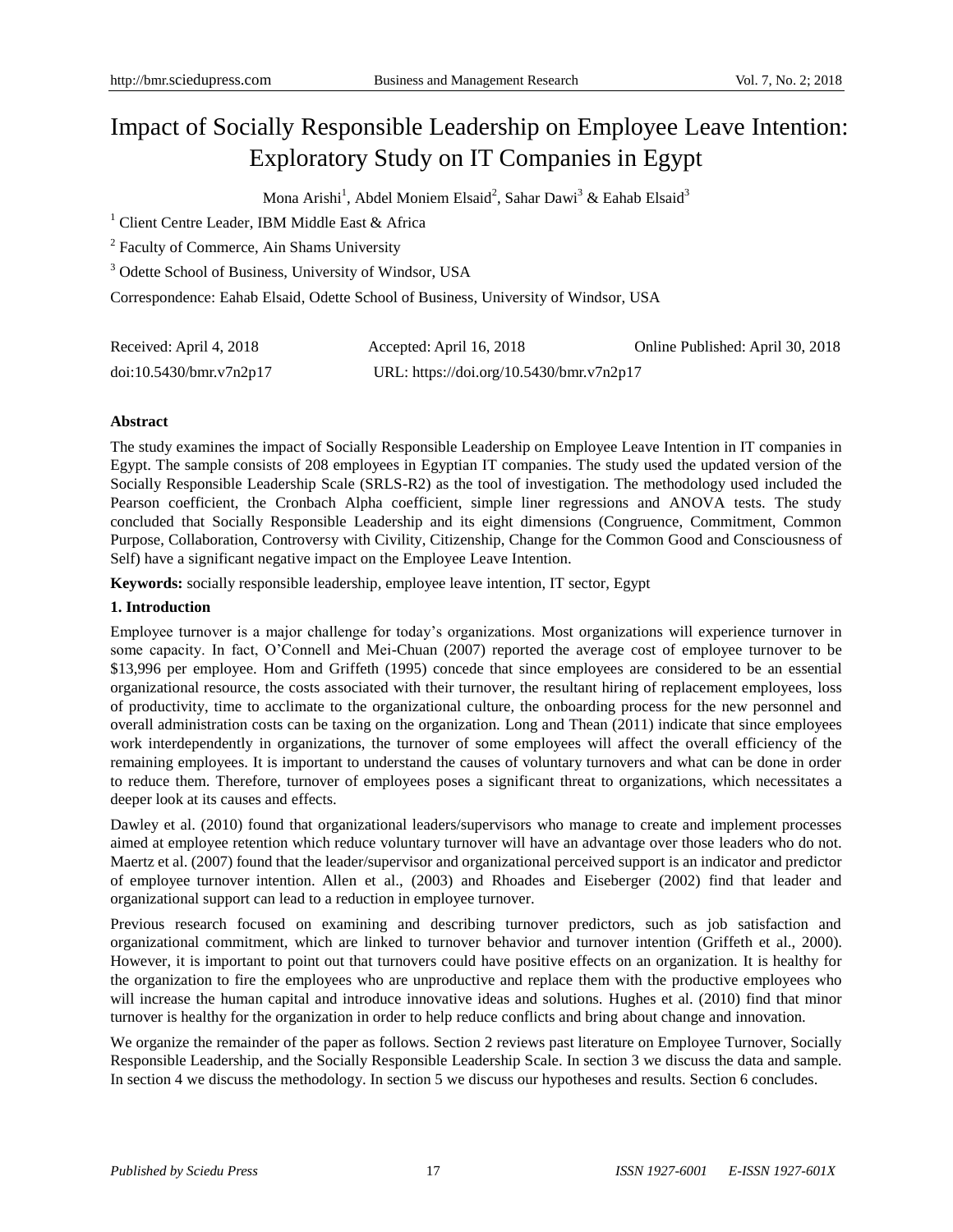# Impact of Socially Responsible Leadership on Employee Leave Intention: Exploratory Study on IT Companies in Egypt

Mona Arishi[1], Abdel Moniem Elsaid[2], Sahar Dawi[3] & Eahab Elsaid[3]

[1] Client Centre Leader, IBM Middle East & Africa

[2] Faculty of Commerce, Ain Shams University

[3] Odette School of Business, University of Windsor, USA

Correspondence: Eahab Elsaid, Odette School of Business, University of Windsor, USA

| Received: April 4, 2018 | Accepted: April 16, 2018 | Online Published: April 30, 2018 |
|---|---|---|
| doi:10.5430/bmr.v7n2p17 | URL: https://doi.org/10.5430/bmr.v7n2p17 | |

**Abstract**

The study examines the impact of Socially Responsible Leadership on Employee Leave Intention in IT companies in Egypt. The sample consists of 208 employees in Egyptian IT companies. The study used the updated version of the Socially Responsible Leadership Scale (SRLS-R2) as the tool of investigation. The methodology used included the Pearson coefficient, the Cronbach Alpha coefficient, simple liner regressions and ANOVA tests. The study concluded that Socially Responsible Leadership and its eight dimensions (Congruence, Commitment, Common Purpose, Collaboration, Controversy with Civility, Citizenship, Change for the Common Good and Consciousness of Self) have a significant negative impact on the Employee Leave Intention.

**Keywords:** socially responsible leadership, employee leave intention, IT sector, Egypt

## 1. Introduction

Employee turnover is a major challenge for today's organizations. Most organizations will experience turnover in some capacity. In fact, O'Connell and Mei-Chuan (2007) reported the average cost of employee turnover to be $13,996 per employee. Hom and Griffeth (1995) concede that since employees are considered to be an essential organizational resource, the costs associated with their turnover, the resultant hiring of replacement employees, loss of productivity, time to acclimate to the organizational culture, the onboarding process for the new personnel and overall administration costs can be taxing on the organization. Long and Thean (2011) indicate that since employees work interdependently in organizations, the turnover of some employees will affect the overall efficiency of the remaining employees. It is important to understand the causes of voluntary turnovers and what can be done in order to reduce them. Therefore, turnover of employees poses a significant threat to organizations, which necessitates a deeper look at its causes and effects.

Dawley et al. (2010) found that organizational leaders/supervisors who manage to create and implement processes aimed at employee retention which reduce voluntary turnover will have an advantage over those leaders who do not. Maertz et al. (2007) found that the leader/supervisor and organizational perceived support is an indicator and predictor of employee turnover intention. Allen et al., (2003) and Rhoades and Eiseberger (2002) find that leader and organizational support can lead to a reduction in employee turnover.

Previous research focused on examining and describing turnover predictors, such as job satisfaction and organizational commitment, which are linked to turnover behavior and turnover intention (Griffeth et al., 2000). However, it is important to point out that turnovers could have positive effects on an organization. It is healthy for the organization to fire the employees who are unproductive and replace them with the productive employees who will increase the human capital and introduce innovative ideas and solutions. Hughes et al. (2010) find that minor turnover is healthy for the organization in order to help reduce conflicts and bring about change and innovation.

We organize the remainder of the paper as follows. Section 2 reviews past literature on Employee Turnover, Socially Responsible Leadership, and the Socially Responsible Leadership Scale. In section 3 we discuss the data and sample. In section 4 we discuss the methodology. In section 5 we discuss our hypotheses and results. Section 6 concludes.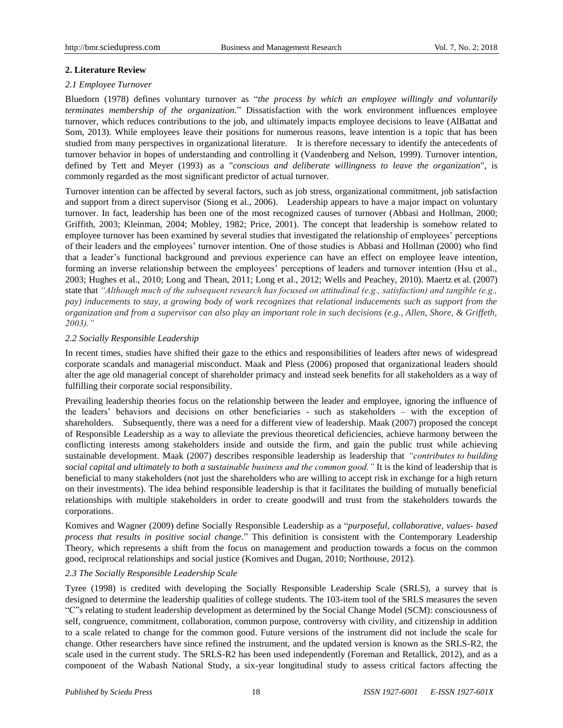## 2. Literature Review

### 2.1 Employee Turnover

Bluedorn (1978) defines voluntary turnover as "*the process by which an employee willingly and voluntarily terminates membership of the organization*." Dissatisfaction with the work environment influences employee turnover, which reduces contributions to the job, and ultimately impacts employee decisions to leave (AlBattat and Som, 2013). While employees leave their positions for numerous reasons, leave intention is a topic that has been studied from many perspectives in organizational literature. It is therefore necessary to identify the antecedents of turnover behavior in hopes of understanding and controlling it (Vandenberg and Nelson, 1999). Turnover intention, defined by Tett and Meyer (1993) as a "*conscious and deliberate willingness to leave the organization*", is commonly regarded as the most significant predictor of actual turnover.

Turnover intention can be affected by several factors, such as job stress, organizational commitment, job satisfaction and support from a direct supervisor (Siong et al., 2006). Leadership appears to have a major impact on voluntary turnover. In fact, leadership has been one of the most recognized causes of turnover (Abbasi and Hollman, 2000; Griffith, 2003; Kleinman, 2004; Mobley, 1982; Price, 2001). The concept that leadership is somehow related to employee turnover has been examined by several studies that investigated the relationship of employees' perceptions of their leaders and the employees' turnover intention. One of those studies is Abbasi and Hollman (2000) who find that a leader's functional background and previous experience can have an effect on employee leave intention, forming an inverse relationship between the employees' perceptions of leaders and turnover intention (Hsu et al., 2003; Hughes et al., 2010; Long and Thean, 2011; Long et al., 2012; Wells and Peachey, 2010). Maertz et al. (2007) state that *"Although much of the subsequent research has focused on attitudinal (e.g., satisfaction) and tangible (e.g., pay) inducements to stay, a growing body of work recognizes that relational inducements such as support from the organization and from a supervisor can also play an important role in such decisions (e.g., Allen, Shore, & Griffeth, 2003)."*

### 2.2 Socially Responsible Leadership

In recent times, studies have shifted their gaze to the ethics and responsibilities of leaders after news of widespread corporate scandals and managerial misconduct. Maak and Pless (2006) proposed that organizational leaders should alter the age old managerial concept of shareholder primacy and instead seek benefits for all stakeholders as a way of fulfilling their corporate social responsibility.

Prevailing leadership theories focus on the relationship between the leader and employee, ignoring the influence of the leaders' behaviors and decisions on other beneficiaries - such as stakeholders – with the exception of shareholders. Subsequently, there was a need for a different view of leadership. Maak (2007) proposed the concept of Responsible Leadership as a way to alleviate the previous theoretical deficiencies, achieve harmony between the conflicting interests among stakeholders inside and outside the firm, and gain the public trust while achieving sustainable development. Maak (2007) describes responsible leadership as leadership that *"contributes to building social capital and ultimately to both a sustainable business and the common good."* It is the kind of leadership that is beneficial to many stakeholders (not just the shareholders who are willing to accept risk in exchange for a high return on their investments). The idea behind responsible leadership is that it facilitates the building of mutually beneficial relationships with multiple stakeholders in order to create goodwill and trust from the stakeholders towards the corporations.

Komives and Wagner (2009) define Socially Responsible Leadership as a "*purposeful, collaborative, values- based process that results in positive social change*." This definition is consistent with the Contemporary Leadership Theory, which represents a shift from the focus on management and production towards a focus on the common good, reciprocal relationships and social justice (Komives and Dugan, 2010; Northouse, 2012).

### 2.3 The Socially Responsible Leadership Scale

Tyree (1998) is credited with developing the Socially Responsible Leadership Scale (SRLS), a survey that is designed to determine the leadership qualities of college students. The 103-item tool of the SRLS measures the seven "C"s relating to student leadership development as determined by the Social Change Model (SCM): consciousness of self, congruence, commitment, collaboration, common purpose, controversy with civility, and citizenship in addition to a scale related to change for the common good. Future versions of the instrument did not include the scale for change. Other researchers have since refined the instrument, and the updated version is known as the SRLS-R2, the scale used in the current study. The SRLS-R2 has been used independently (Foreman and Retallick, 2012), and as a component of the Wabash National Study, a six-year longitudinal study to assess critical factors affecting the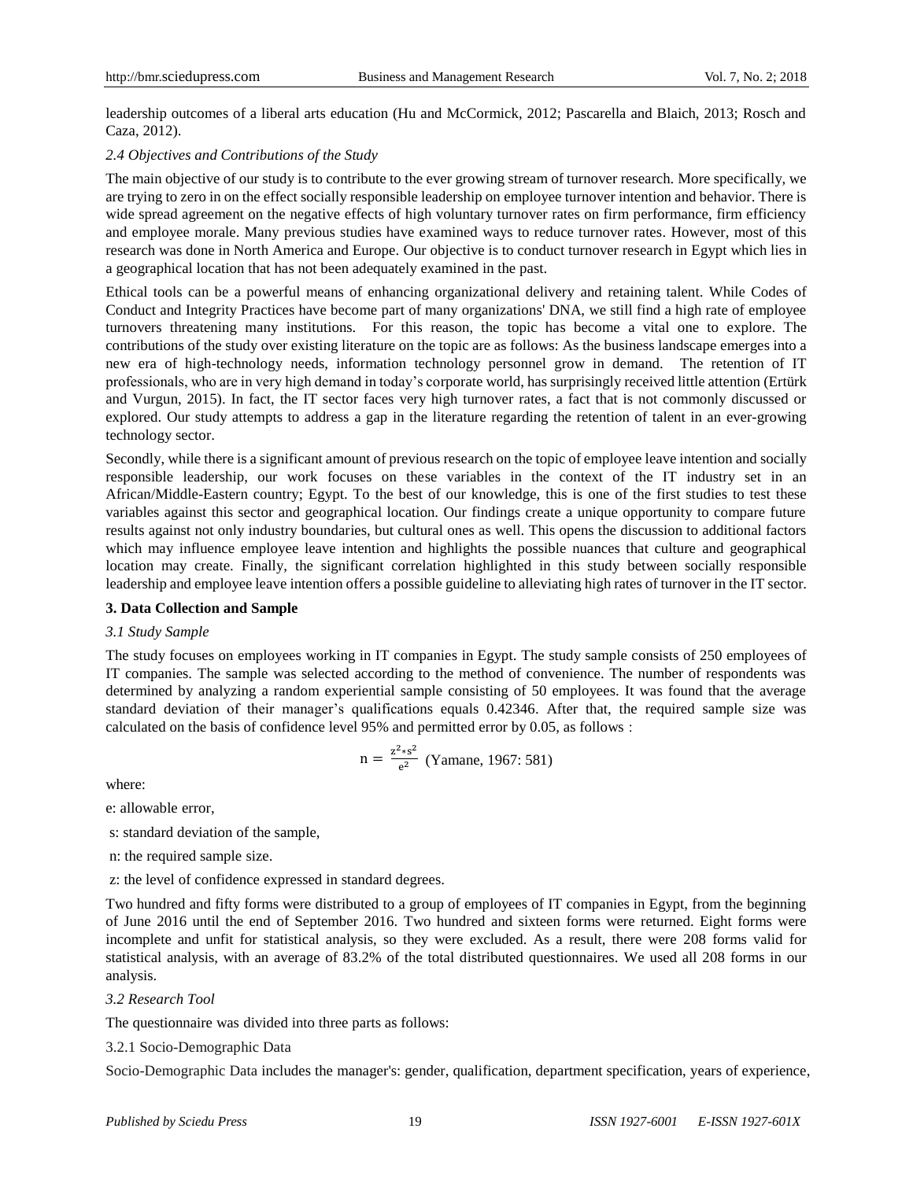leadership outcomes of a liberal arts education (Hu and McCormick, 2012; Pascarella and Blaich, 2013; Rosch and Caza, 2012).

### *2.4 Objectives and Contributions of the Study*

The main objective of our study is to contribute to the ever growing stream of turnover research. More specifically, we are trying to zero in on the effect socially responsible leadership on employee turnover intention and behavior. There is wide spread agreement on the negative effects of high voluntary turnover rates on firm performance, firm efficiency and employee morale. Many previous studies have examined ways to reduce turnover rates. However, most of this research was done in North America and Europe. Our objective is to conduct turnover research in Egypt which lies in a geographical location that has not been adequately examined in the past.

Ethical tools can be a powerful means of enhancing organizational delivery and retaining talent. While Codes of Conduct and Integrity Practices have become part of many organizations' DNA, we still find a high rate of employee turnovers threatening many institutions. For this reason, the topic has become a vital one to explore. The contributions of the study over existing literature on the topic are as follows: As the business landscape emerges into a new era of high-technology needs, information technology personnel grow in demand. The retention of IT professionals, who are in very high demand in today's corporate world, has surprisingly received little attention (Ertürk and Vurgun, 2015). In fact, the IT sector faces very high turnover rates, a fact that is not commonly discussed or explored. Our study attempts to address a gap in the literature regarding the retention of talent in an ever-growing technology sector.

Secondly, while there is a significant amount of previous research on the topic of employee leave intention and socially responsible leadership, our work focuses on these variables in the context of the IT industry set in an African/Middle-Eastern country; Egypt. To the best of our knowledge, this is one of the first studies to test these variables against this sector and geographical location. Our findings create a unique opportunity to compare future results against not only industry boundaries, but cultural ones as well. This opens the discussion to additional factors which may influence employee leave intention and highlights the possible nuances that culture and geographical location may create. Finally, the significant correlation highlighted in this study between socially responsible leadership and employee leave intention offers a possible guideline to alleviating high rates of turnover in the IT sector.

## **3. Data Collection and Sample**

### *3.1 Study Sample*

The study focuses on employees working in IT companies in Egypt. The study sample consists of 250 employees of IT companies. The sample was selected according to the method of convenience. The number of respondents was determined by analyzing a random experiential sample consisting of 50 employees. It was found that the average standard deviation of their manager's qualifications equals 0.42346. After that, the required sample size was calculated on the basis of confidence level 95% and permitted error by 0.05, as follows :

$$n = \frac{z^2 * s^2}{e^2}$$ (Yamane, 1967: 581)

where:

e: allowable error,

s: standard deviation of the sample,

n: the required sample size.

z: the level of confidence expressed in standard degrees.

Two hundred and fifty forms were distributed to a group of employees of IT companies in Egypt, from the beginning of June 2016 until the end of September 2016. Two hundred and sixteen forms were returned. Eight forms were incomplete and unfit for statistical analysis, so they were excluded. As a result, there were 208 forms valid for statistical analysis, with an average of 83.2% of the total distributed questionnaires. We used all 208 forms in our analysis.

### *3.2 Research Tool*

The questionnaire was divided into three parts as follows:

#### 3.2.1 Socio-Demographic Data

Socio-Demographic Data includes the manager's: gender, qualification, department specification, years of experience,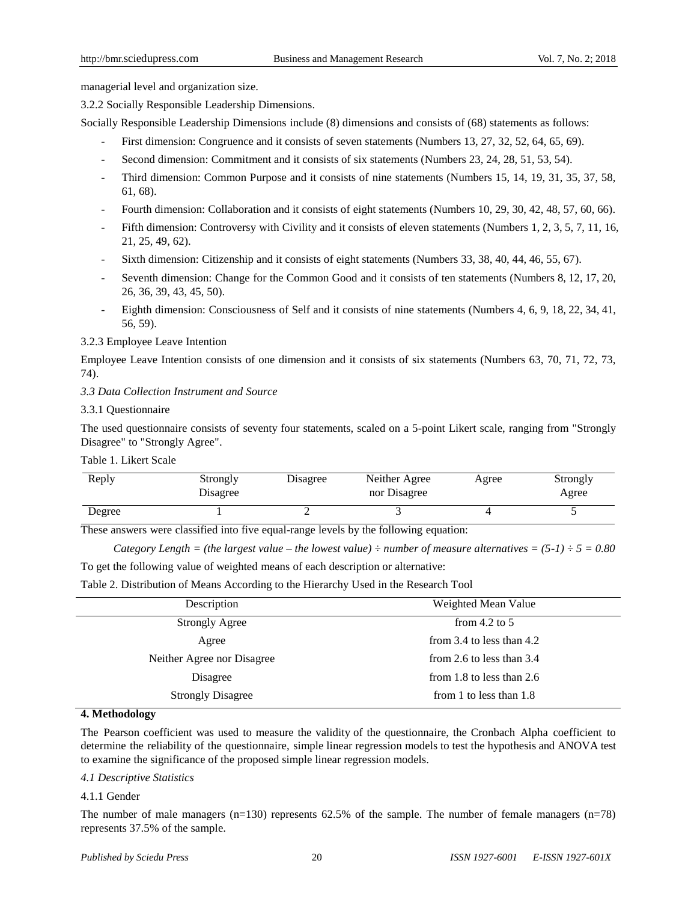managerial level and organization size.

3.2.2 Socially Responsible Leadership Dimensions.

Socially Responsible Leadership Dimensions include (8) dimensions and consists of (68) statements as follows:

- First dimension: Congruence and it consists of seven statements (Numbers 13, 27, 32, 52, 64, 65, 69).
- Second dimension: Commitment and it consists of six statements (Numbers 23, 24, 28, 51, 53, 54).
- Third dimension: Common Purpose and it consists of nine statements (Numbers 15, 14, 19, 31, 35, 37, 58, 61, 68).
- Fourth dimension: Collaboration and it consists of eight statements (Numbers 10, 29, 30, 42, 48, 57, 60, 66).
- Fifth dimension: Controversy with Civility and it consists of eleven statements (Numbers 1, 2, 3, 5, 7, 11, 16, 21, 25, 49, 62).
- Sixth dimension: Citizenship and it consists of eight statements (Numbers 33, 38, 40, 44, 46, 55, 67).
- Seventh dimension: Change for the Common Good and it consists of ten statements (Numbers 8, 12, 17, 20, 26, 36, 39, 43, 45, 50).
- Eighth dimension: Consciousness of Self and it consists of nine statements (Numbers 4, 6, 9, 18, 22, 34, 41, 56, 59).

3.2.3 Employee Leave Intention

Employee Leave Intention consists of one dimension and it consists of six statements (Numbers 63, 70, 71, 72, 73, 74).

*3.3 Data Collection Instrument and Source*

3.3.1 Questionnaire

The used questionnaire consists of seventy four statements, scaled on a 5-point Likert scale, ranging from "Strongly Disagree" to "Strongly Agree".

Table 1. Likert Scale

| Reply | Strongly Disagree | Disagree | Neither Agree nor Disagree | Agree | Strongly Agree |
|---|---|---|---|---|---|
| Degree | 1 | 2 | 3 | 4 | 5 |

These answers were classified into five equal-range levels by the following equation:

*Category Length = (the largest value – the lowest value) ÷ number of measure alternatives = (5-1) ÷ 5 = 0.80*

To get the following value of weighted means of each description or alternative:

Table 2. Distribution of Means According to the Hierarchy Used in the Research Tool

| Description | Weighted Mean Value |
|---|---|
| Strongly Agree | from 4.2 to 5 |
| Agree | from 3.4 to less than 4.2 |
| Neither Agree nor Disagree | from 2.6 to less than 3.4 |
| Disagree | from 1.8 to less than 2.6 |
| Strongly Disagree | from 1 to less than 1.8 |

## 4. Methodology

The Pearson coefficient was used to measure the validity of the questionnaire, the Cronbach Alpha coefficient to determine the reliability of the questionnaire, simple linear regression models to test the hypothesis and ANOVA test to examine the significance of the proposed simple linear regression models.

*4.1 Descriptive Statistics*

4.1.1 Gender

The number of male managers (n=130) represents 62.5% of the sample. The number of female managers (n=78) represents 37.5% of the sample.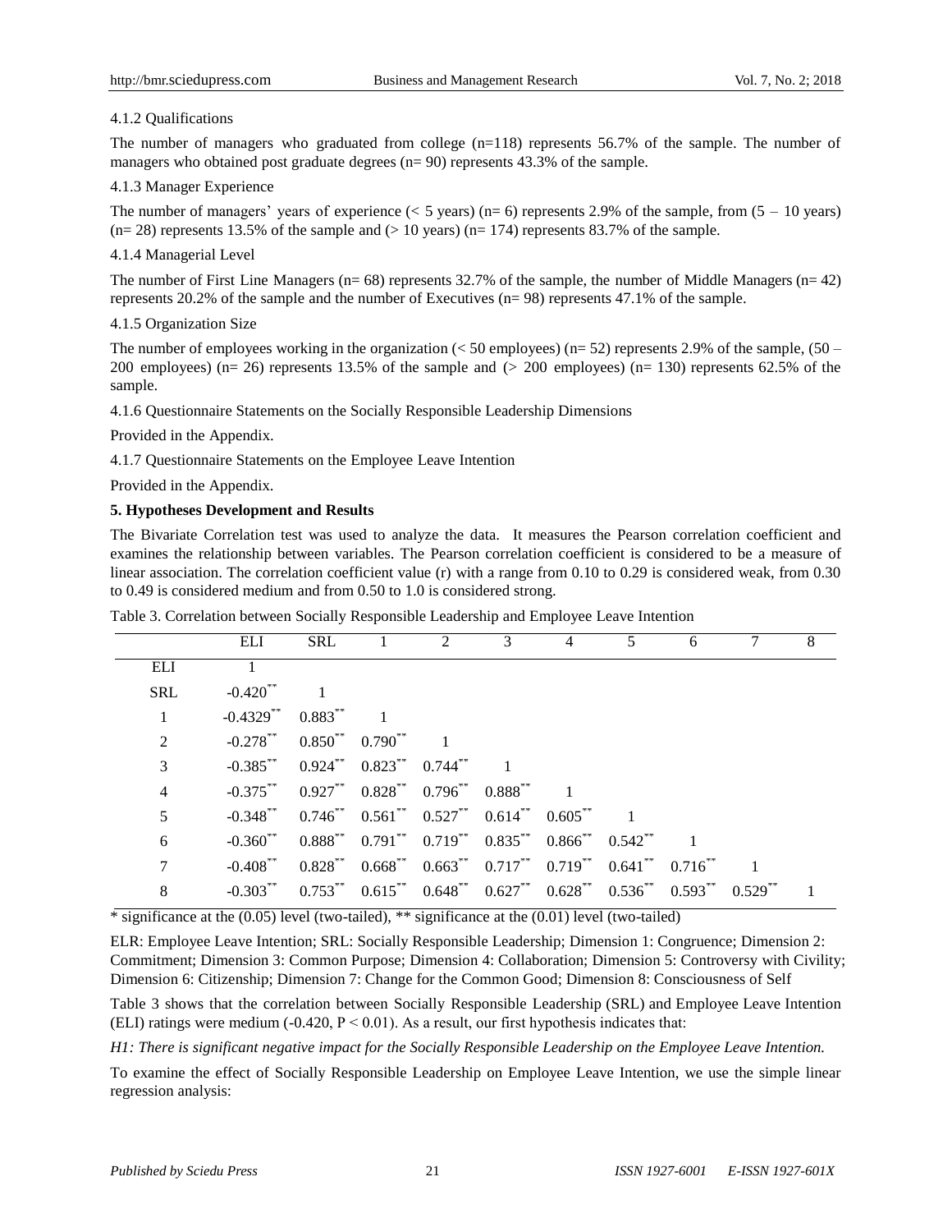4.1.2 Qualifications

The number of managers who graduated from college (n=118) represents 56.7% of the sample. The number of managers who obtained post graduate degrees (n= 90) represents 43.3% of the sample.

4.1.3 Manager Experience

The number of managers' years of experience (< 5 years) (n= 6) represents 2.9% of the sample, from (5 – 10 years) (n= 28) represents 13.5% of the sample and (> 10 years) (n= 174) represents 83.7% of the sample.

4.1.4 Managerial Level

The number of First Line Managers (n= 68) represents 32.7% of the sample, the number of Middle Managers (n= 42) represents 20.2% of the sample and the number of Executives (n= 98) represents 47.1% of the sample.

4.1.5 Organization Size

The number of employees working in the organization (< 50 employees) (n= 52) represents 2.9% of the sample, (50 – 200 employees) (n= 26) represents 13.5% of the sample and (> 200 employees) (n= 130) represents 62.5% of the sample.

4.1.6 Questionnaire Statements on the Socially Responsible Leadership Dimensions

Provided in the Appendix.

4.1.7 Questionnaire Statements on the Employee Leave Intention

Provided in the Appendix.

## 5. Hypotheses Development and Results

The Bivariate Correlation test was used to analyze the data. It measures the Pearson correlation coefficient and examines the relationship between variables. The Pearson correlation coefficient is considered to be a measure of linear association. The correlation coefficient value (r) with a range from 0.10 to 0.29 is considered weak, from 0.30 to 0.49 is considered medium and from 0.50 to 1.0 is considered strong.

Table 3. Correlation between Socially Responsible Leadership and Employee Leave Intention

| | ELI | SRL | 1 | 2 | 3 | 4 | 5 | 6 | 7 | 8 |
|---|---|---|---|---|---|---|---|---|---|---|
| ELI | 1 | | | | | | | | | |
| SRL | -0.420** | 1 | | | | | | | | |
| 1 | -0.4329** | 0.883** | 1 | | | | | | | |
| 2 | -0.278** | 0.850** | 0.790** | 1 | | | | | | |
| 3 | -0.385** | 0.924** | 0.823** | 0.744** | 1 | | | | | |
| 4 | -0.375** | 0.927** | 0.828** | 0.796** | 0.888** | 1 | | | | |
| 5 | -0.348** | 0.746** | 0.561** | 0.527** | 0.614** | 0.605** | 1 | | | |
| 6 | -0.360** | 0.888** | 0.791** | 0.719** | 0.835** | 0.866** | 0.542** | 1 | | |
| 7 | -0.408** | 0.828** | 0.668** | 0.663** | 0.717** | 0.719** | 0.641** | 0.716** | 1 | |
| 8 | -0.303** | 0.753** | 0.615** | 0.648** | 0.627** | 0.628** | 0.536** | 0.593** | 0.529** | 1 |

* significance at the (0.05) level (two-tailed), ** significance at the (0.01) level (two-tailed)

ELR: Employee Leave Intention; SRL: Socially Responsible Leadership; Dimension 1: Congruence; Dimension 2: Commitment; Dimension 3: Common Purpose; Dimension 4: Collaboration; Dimension 5: Controversy with Civility; Dimension 6: Citizenship; Dimension 7: Change for the Common Good; Dimension 8: Consciousness of Self

Table 3 shows that the correlation between Socially Responsible Leadership (SRL) and Employee Leave Intention (ELI) ratings were medium (-0.420, $P < 0.01$). As a result, our first hypothesis indicates that:

*H1: There is significant negative impact for the Socially Responsible Leadership on the Employee Leave Intention.*

To examine the effect of Socially Responsible Leadership on Employee Leave Intention, we use the simple linear regression analysis: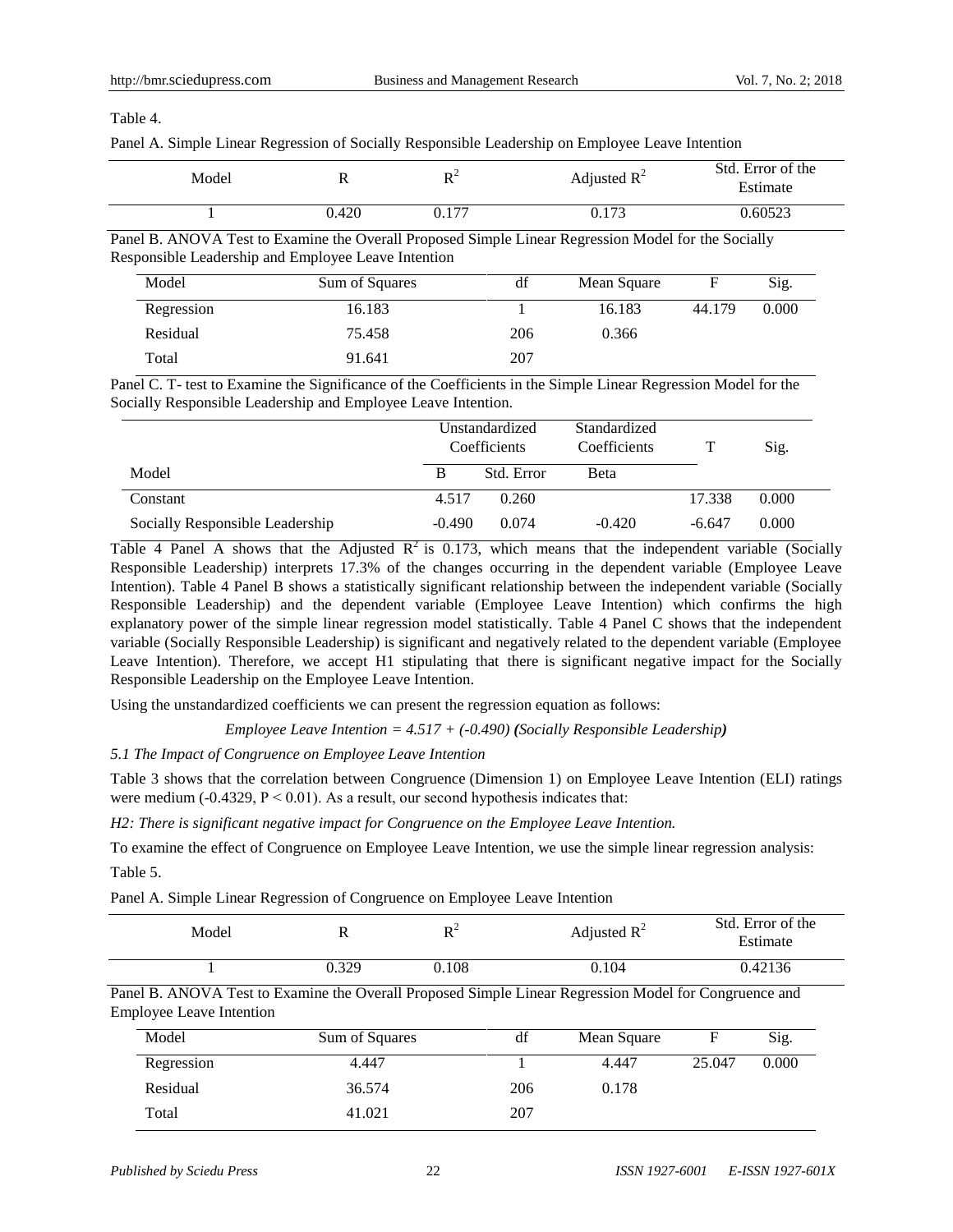Table 4.

Panel A. Simple Linear Regression of Socially Responsible Leadership on Employee Leave Intention

| Model | R | $R^2$ | Adjusted $R^2$ | Std. Error of the Estimate |
|---|---|---|---|---|
| 1 | 0.420 | 0.177 | 0.173 | 0.60523 |

Panel B. ANOVA Test to Examine the Overall Proposed Simple Linear Regression Model for the Socially Responsible Leadership and Employee Leave Intention

| Model | Sum of Squares | df | Mean Square | F | Sig. |
|---|---|---|---|---|---|
| Regression | 16.183 | 1 | 16.183 | 44.179 | 0.000 |
| Residual | 75.458 | 206 | 0.366 | | |
| Total | 91.641 | 207 | | | |

Panel C. T- test to Examine the Significance of the Coefficients in the Simple Linear Regression Model for the Socially Responsible Leadership and Employee Leave Intention.

| | Unstandardized Coefficients | | Standardized Coefficients | T | Sig. |
|---|---|---|---|---|---|
| Model | B | Std. Error | Beta | | |
| Constant | 4.517 | 0.260 | | 17.338 | 0.000 |
| Socially Responsible Leadership | -0.490 | 0.074 | -0.420 | -6.647 | 0.000 |

Table 4 Panel A shows that the Adjusted $R^2$ is 0.173, which means that the independent variable (Socially Responsible Leadership) interprets 17.3% of the changes occurring in the dependent variable (Employee Leave Intention). Table 4 Panel B shows a statistically significant relationship between the independent variable (Socially Responsible Leadership) and the dependent variable (Employee Leave Intention) which confirms the high explanatory power of the simple linear regression model statistically. Table 4 Panel C shows that the independent variable (Socially Responsible Leadership) is significant and negatively related to the dependent variable (Employee Leave Intention). Therefore, we accept H1 stipulating that there is significant negative impact for the Socially Responsible Leadership on the Employee Leave Intention.

Using the unstandardized coefficients we can present the regression equation as follows:

*Employee Leave Intention = 4.517 + (-0.490) **(**Socially Responsible Leadership**)***

*5.1 The Impact of Congruence on Employee Leave Intention*

Table 3 shows that the correlation between Congruence (Dimension 1) on Employee Leave Intention (ELI) ratings were medium (-0.4329, $P < 0.01$). As a result, our second hypothesis indicates that:

*H2: There is significant negative impact for Congruence on the Employee Leave Intention.*

To examine the effect of Congruence on Employee Leave Intention, we use the simple linear regression analysis:

Table 5.

Panel A. Simple Linear Regression of Congruence on Employee Leave Intention

| Model | R | $R^2$ | Adjusted $R^2$ | Std. Error of the Estimate |
|---|---|---|---|---|
| 1 | 0.329 | 0.108 | 0.104 | 0.42136 |

Panel B. ANOVA Test to Examine the Overall Proposed Simple Linear Regression Model for Congruence and Employee Leave Intention

| Model | Sum of Squares | df | Mean Square | F | Sig. |
|---|---|---|---|---|---|
| Regression | 4.447 | 1 | 4.447 | 25.047 | 0.000 |
| Residual | 36.574 | 206 | 0.178 | | |
| Total | 41.021 | 207 | | | |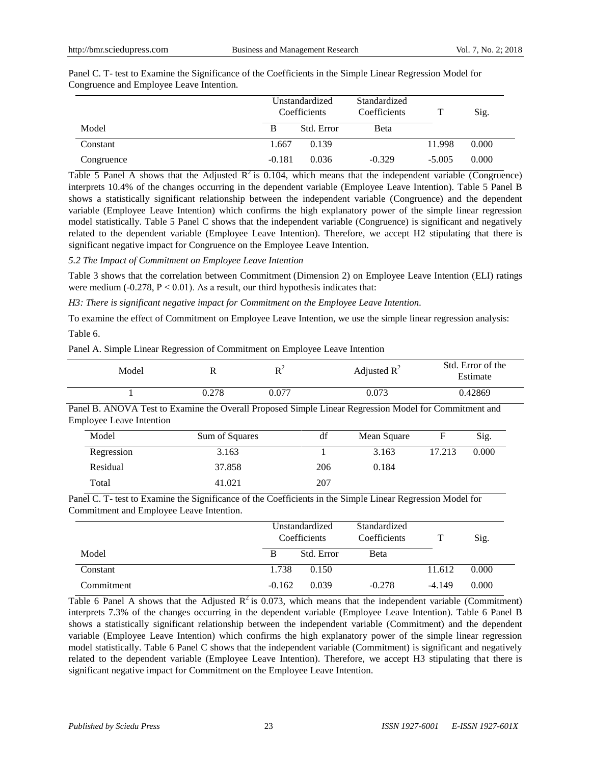Panel C. T- test to Examine the Significance of the Coefficients in the Simple Linear Regression Model for Congruence and Employee Leave Intention.

| | Unstandardized Coefficients | | Standardized Coefficients | T | Sig. |
|---|---|---|---|---|---|
| Model | B | Std. Error | Beta | | |
| Constant | 1.667 | 0.139 | | 11.998 | 0.000 |
| Congruence | -0.181 | 0.036 | -0.329 | -5.005 | 0.000 |

Table 5 Panel A shows that the Adjusted $R^2$ is 0.104, which means that the independent variable (Congruence) interprets 10.4% of the changes occurring in the dependent variable (Employee Leave Intention). Table 5 Panel B shows a statistically significant relationship between the independent variable (Congruence) and the dependent variable (Employee Leave Intention) which confirms the high explanatory power of the simple linear regression model statistically. Table 5 Panel C shows that the independent variable (Congruence) is significant and negatively related to the dependent variable (Employee Leave Intention). Therefore, we accept H2 stipulating that there is significant negative impact for Congruence on the Employee Leave Intention.

*5.2 The Impact of Commitment on Employee Leave Intention*

Table 3 shows that the correlation between Commitment (Dimension 2) on Employee Leave Intention (ELI) ratings were medium (-0.278, $P < 0.01$). As a result, our third hypothesis indicates that:

*H3: There is significant negative impact for Commitment on the Employee Leave Intention.*

To examine the effect of Commitment on Employee Leave Intention, we use the simple linear regression analysis:

Table 6.

Panel A. Simple Linear Regression of Commitment on Employee Leave Intention

| Model | R | $R^2$ | Adjusted $R^2$ | Std. Error of the Estimate |
|---|---|---|---|---|
| 1 | 0.278 | 0.077 | 0.073 | 0.42869 |

Panel B. ANOVA Test to Examine the Overall Proposed Simple Linear Regression Model for Commitment and Employee Leave Intention

| Model | Sum of Squares | df | Mean Square | F | Sig. |
|---|---|---|---|---|---|
| Regression | 3.163 | 1 | 3.163 | 17.213 | 0.000 |
| Residual | 37.858 | 206 | 0.184 | | |
| Total | 41.021 | 207 | | | |

Panel C. T- test to Examine the Significance of the Coefficients in the Simple Linear Regression Model for Commitment and Employee Leave Intention.

| | Unstandardized Coefficients | | Standardized Coefficients | T | Sig. |
|---|---|---|---|---|---|
| Model | B | Std. Error | Beta | | |
| Constant | 1.738 | 0.150 | | 11.612 | 0.000 |
| Commitment | -0.162 | 0.039 | -0.278 | -4.149 | 0.000 |

Table 6 Panel A shows that the Adjusted $R^2$ is 0.073, which means that the independent variable (Commitment) interprets 7.3% of the changes occurring in the dependent variable (Employee Leave Intention). Table 6 Panel B shows a statistically significant relationship between the independent variable (Commitment) and the dependent variable (Employee Leave Intention) which confirms the high explanatory power of the simple linear regression model statistically. Table 6 Panel C shows that the independent variable (Commitment) is significant and negatively related to the dependent variable (Employee Leave Intention). Therefore, we accept H3 stipulating that there is significant negative impact for Commitment on the Employee Leave Intention.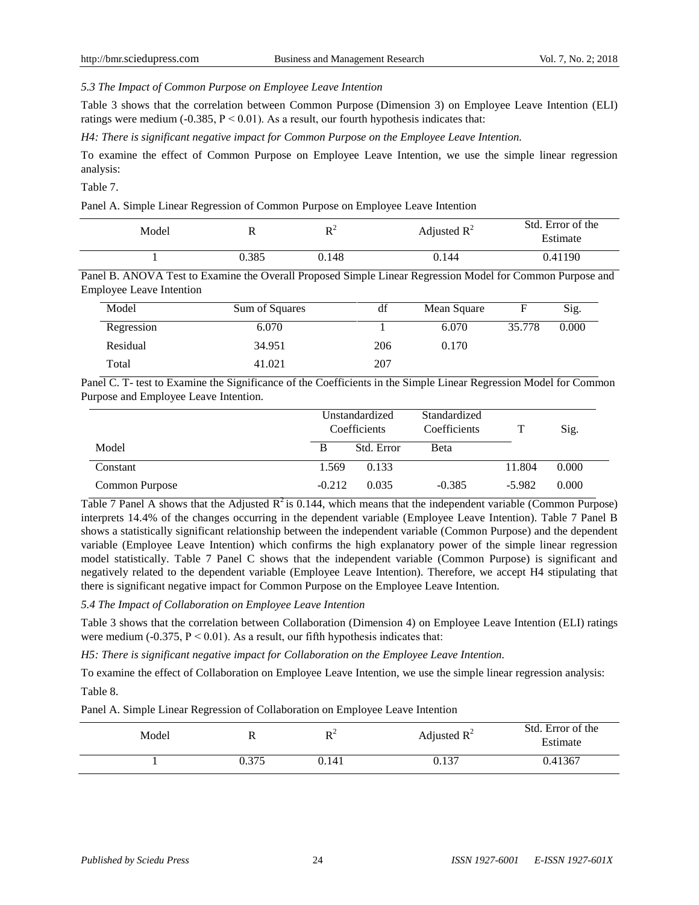### 5.3 The Impact of Common Purpose on Employee Leave Intention

Table 3 shows that the correlation between Common Purpose (Dimension 3) on Employee Leave Intention (ELI) ratings were medium (-0.385, $P < 0.01$). As a result, our fourth hypothesis indicates that:

*H4: There is significant negative impact for Common Purpose on the Employee Leave Intention.*

To examine the effect of Common Purpose on Employee Leave Intention, we use the simple linear regression analysis:

Table 7.

Panel A. Simple Linear Regression of Common Purpose on Employee Leave Intention

| Model | R | $R^2$ | Adjusted $R^2$ | Std. Error of the Estimate |
|---|---|---|---|---|
| 1 | 0.385 | 0.148 | 0.144 | 0.41190 |

Panel B. ANOVA Test to Examine the Overall Proposed Simple Linear Regression Model for Common Purpose and Employee Leave Intention

| Model | Sum of Squares | df | Mean Square | F | Sig. |
|---|---|---|---|---|---|
| Regression | 6.070 | 1 | 6.070 | 35.778 | 0.000 |
| Residual | 34.951 | 206 | 0.170 | | |
| Total | 41.021 | 207 | | | |

Panel C. T- test to Examine the Significance of the Coefficients in the Simple Linear Regression Model for Common Purpose and Employee Leave Intention.

| | Unstandardized Coefficients | | Standardized Coefficients | T | Sig. |
|---|---|---|---|---|---|
| Model | B | Std. Error | Beta | | |
| Constant | 1.569 | 0.133 | | 11.804 | 0.000 |
| Common Purpose | -0.212 | 0.035 | -0.385 | -5.982 | 0.000 |

Table 7 Panel A shows that the Adjusted $R^2$ is 0.144, which means that the independent variable (Common Purpose) interprets 14.4% of the changes occurring in the dependent variable (Employee Leave Intention). Table 7 Panel B shows a statistically significant relationship between the independent variable (Common Purpose) and the dependent variable (Employee Leave Intention) which confirms the high explanatory power of the simple linear regression model statistically. Table 7 Panel C shows that the independent variable (Common Purpose) is significant and negatively related to the dependent variable (Employee Leave Intention). Therefore, we accept H4 stipulating that there is significant negative impact for Common Purpose on the Employee Leave Intention.

### 5.4 The Impact of Collaboration on Employee Leave Intention

Table 3 shows that the correlation between Collaboration (Dimension 4) on Employee Leave Intention (ELI) ratings were medium (-0.375, $P < 0.01$). As a result, our fifth hypothesis indicates that:

*H5: There is significant negative impact for Collaboration on the Employee Leave Intention.*

To examine the effect of Collaboration on Employee Leave Intention, we use the simple linear regression analysis:

Table 8.

Panel A. Simple Linear Regression of Collaboration on Employee Leave Intention

| Model | R | $R^2$ | Adjusted $R^2$ | Std. Error of the Estimate |
|---|---|---|---|---|
| 1 | 0.375 | 0.141 | 0.137 | 0.41367 |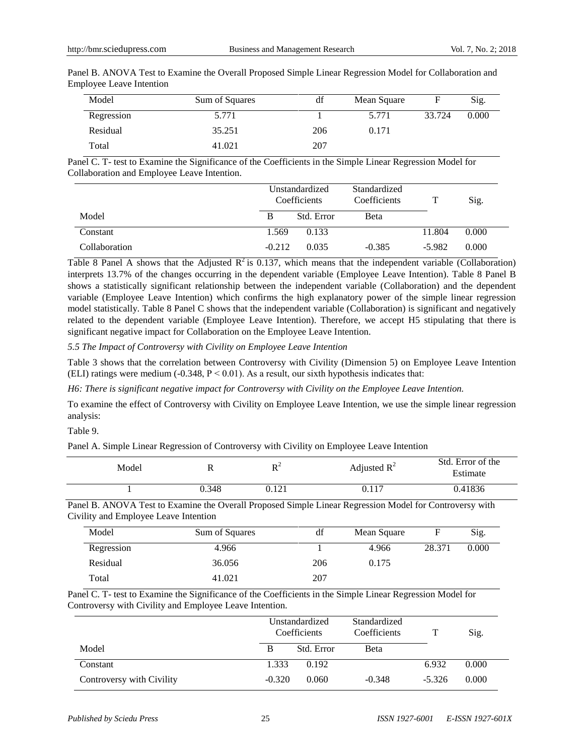Panel B. ANOVA Test to Examine the Overall Proposed Simple Linear Regression Model for Collaboration and Employee Leave Intention

| Model | Sum of Squares | df | Mean Square | F | Sig. |
|---|---|---|---|---|---|
| Regression | 5.771 | 1 | 5.771 | 33.724 | 0.000 |
| Residual | 35.251 | 206 | 0.171 | | |
| Total | 41.021 | 207 | | | |

Panel C. T- test to Examine the Significance of the Coefficients in the Simple Linear Regression Model for Collaboration and Employee Leave Intention.

| | Unstandardized Coefficients | | Standardized Coefficients | T | Sig. |
|---|---|---|---|---|---|
| Model | B | Std. Error | Beta | | |
| Constant | 1.569 | 0.133 | | 11.804 | 0.000 |
| Collaboration | -0.212 | 0.035 | -0.385 | -5.982 | 0.000 |

Table 8 Panel A shows that the Adjusted $R^2$ is 0.137, which means that the independent variable (Collaboration) interprets 13.7% of the changes occurring in the dependent variable (Employee Leave Intention). Table 8 Panel B shows a statistically significant relationship between the independent variable (Collaboration) and the dependent variable (Employee Leave Intention) which confirms the high explanatory power of the simple linear regression model statistically. Table 8 Panel C shows that the independent variable (Collaboration) is significant and negatively related to the dependent variable (Employee Leave Intention). Therefore, we accept H5 stipulating that there is significant negative impact for Collaboration on the Employee Leave Intention.

*5.5 The Impact of Controversy with Civility on Employee Leave Intention*

Table 3 shows that the correlation between Controversy with Civility (Dimension 5) on Employee Leave Intention (ELI) ratings were medium (-0.348, $P < 0.01$). As a result, our sixth hypothesis indicates that:

*H6: There is significant negative impact for Controversy with Civility on the Employee Leave Intention.*

To examine the effect of Controversy with Civility on Employee Leave Intention, we use the simple linear regression analysis:

Table 9.

Panel A. Simple Linear Regression of Controversy with Civility on Employee Leave Intention

| Model | R | $R^2$ | Adjusted $R^2$ | Std. Error of the Estimate |
|---|---|---|---|---|
| 1 | 0.348 | 0.121 | 0.117 | 0.41836 |

Panel B. ANOVA Test to Examine the Overall Proposed Simple Linear Regression Model for Controversy with Civility and Employee Leave Intention

| Model | Sum of Squares | df | Mean Square | F | Sig. |
|---|---|---|---|---|---|
| Regression | 4.966 | 1 | 4.966 | 28.371 | 0.000 |
| Residual | 36.056 | 206 | 0.175 | | |
| Total | 41.021 | 207 | | | |

Panel C. T- test to Examine the Significance of the Coefficients in the Simple Linear Regression Model for Controversy with Civility and Employee Leave Intention.

| | Unstandardized Coefficients | | Standardized Coefficients | T | Sig. |
|---|---|---|---|---|---|
| Model | B | Std. Error | Beta | | |
| Constant | 1.333 | 0.192 | | 6.932 | 0.000 |
| Controversy with Civility | -0.320 | 0.060 | -0.348 | -5.326 | 0.000 |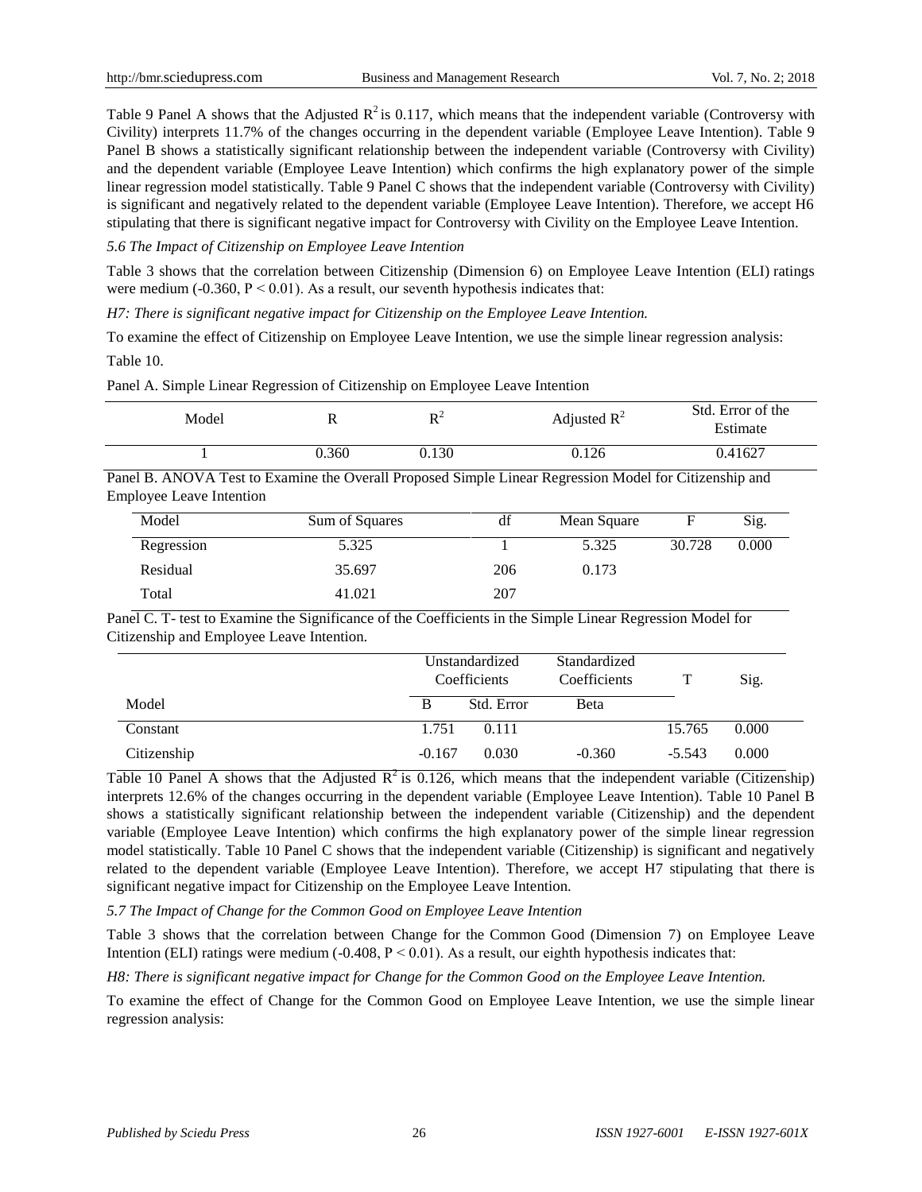Table 9 Panel A shows that the Adjusted $R^2$ is 0.117, which means that the independent variable (Controversy with Civility) interprets 11.7% of the changes occurring in the dependent variable (Employee Leave Intention). Table 9 Panel B shows a statistically significant relationship between the independent variable (Controversy with Civility) and the dependent variable (Employee Leave Intention) which confirms the high explanatory power of the simple linear regression model statistically. Table 9 Panel C shows that the independent variable (Controversy with Civility) is significant and negatively related to the dependent variable (Employee Leave Intention). Therefore, we accept H6 stipulating that there is significant negative impact for Controversy with Civility on the Employee Leave Intention.

*5.6 The Impact of Citizenship on Employee Leave Intention*

Table 3 shows that the correlation between Citizenship (Dimension 6) on Employee Leave Intention (ELI) ratings were medium (-0.360, $P < 0.01$). As a result, our seventh hypothesis indicates that:

*H7: There is significant negative impact for Citizenship on the Employee Leave Intention.*

To examine the effect of Citizenship on Employee Leave Intention, we use the simple linear regression analysis:

Table 10.

Panel A. Simple Linear Regression of Citizenship on Employee Leave Intention

| Model | R | $R^2$ | Adjusted $R^2$ | Std. Error of the Estimate |
|---|---|---|---|---|
| 1 | 0.360 | 0.130 | 0.126 | 0.41627 |

Panel B. ANOVA Test to Examine the Overall Proposed Simple Linear Regression Model for Citizenship and Employee Leave Intention

| Model | Sum of Squares | df | Mean Square | F | Sig. |
|---|---|---|---|---|---|
| Regression | 5.325 | 1 | 5.325 | 30.728 | 0.000 |
| Residual | 35.697 | 206 | 0.173 | | |
| Total | 41.021 | 207 | | | |

Panel C. T- test to Examine the Significance of the Coefficients in the Simple Linear Regression Model for Citizenship and Employee Leave Intention.

| | Unstandardized Coefficients | | Standardized Coefficients | T | Sig. |
|---|---|---|---|---|---|
| Model | B | Std. Error | Beta | | |
| Constant | 1.751 | 0.111 | | 15.765 | 0.000 |
| Citizenship | -0.167 | 0.030 | -0.360 | -5.543 | 0.000 |

Table 10 Panel A shows that the Adjusted $R^2$ is 0.126, which means that the independent variable (Citizenship) interprets 12.6% of the changes occurring in the dependent variable (Employee Leave Intention). Table 10 Panel B shows a statistically significant relationship between the independent variable (Citizenship) and the dependent variable (Employee Leave Intention) which confirms the high explanatory power of the simple linear regression model statistically. Table 10 Panel C shows that the independent variable (Citizenship) is significant and negatively related to the dependent variable (Employee Leave Intention). Therefore, we accept H7 stipulating that there is significant negative impact for Citizenship on the Employee Leave Intention.

*5.7 The Impact of Change for the Common Good on Employee Leave Intention*

Table 3 shows that the correlation between Change for the Common Good (Dimension 7) on Employee Leave Intention (ELI) ratings were medium (-0.408, $P < 0.01$). As a result, our eighth hypothesis indicates that:

*H8: There is significant negative impact for Change for the Common Good on the Employee Leave Intention.*

To examine the effect of Change for the Common Good on Employee Leave Intention, we use the simple linear regression analysis: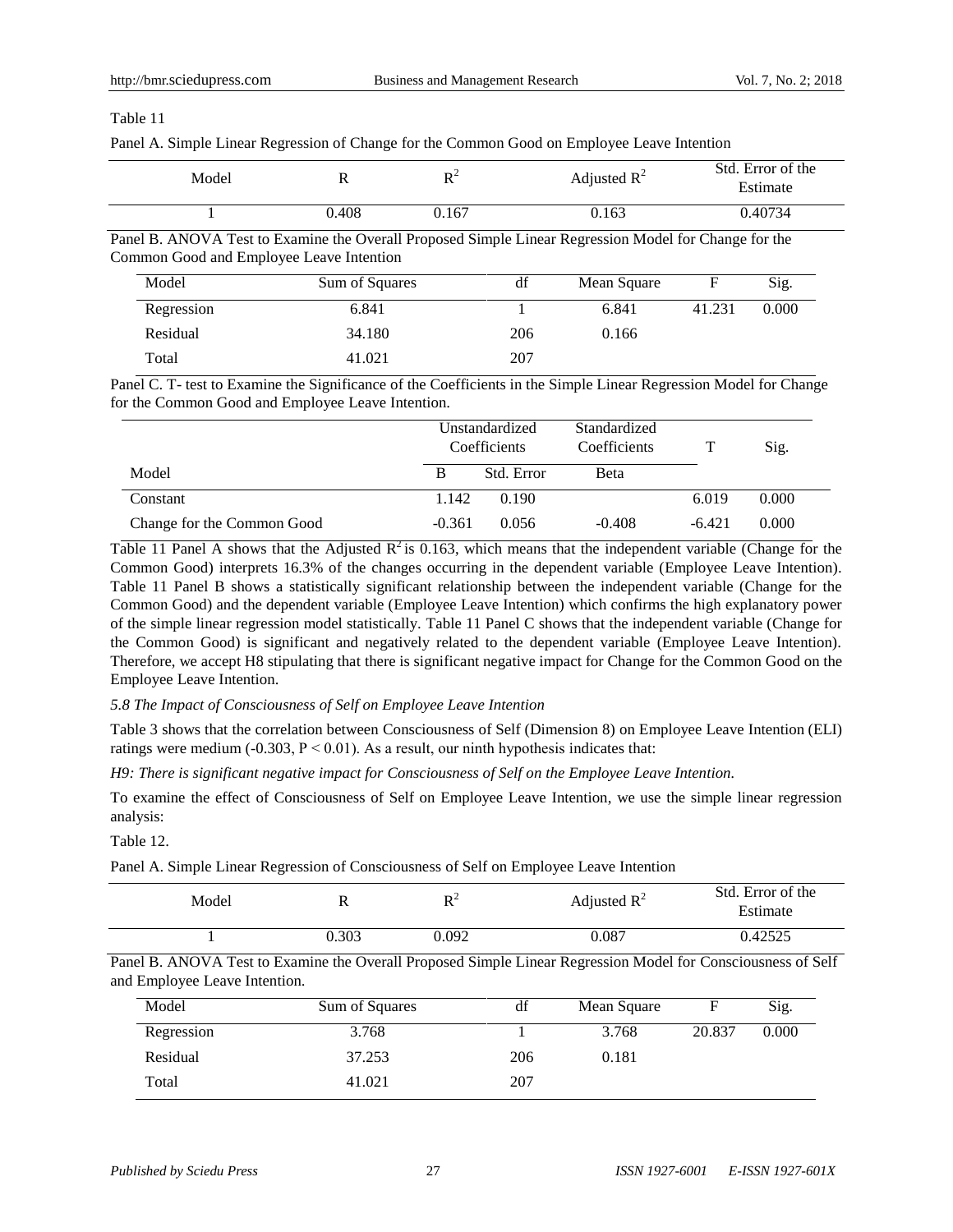Table 11

Panel A. Simple Linear Regression of Change for the Common Good on Employee Leave Intention

| Model | R | $R^2$ | Adjusted $R^2$ | Std. Error of the Estimate |
|---|---|---|---|---|
| 1 | 0.408 | 0.167 | 0.163 | 0.40734 |

Panel B. ANOVA Test to Examine the Overall Proposed Simple Linear Regression Model for Change for the Common Good and Employee Leave Intention

| Model | Sum of Squares | df | Mean Square | F | Sig. |
|---|---|---|---|---|---|
| Regression | 6.841 | 1 | 6.841 | 41.231 | 0.000 |
| Residual | 34.180 | 206 | 0.166 | | |
| Total | 41.021 | 207 | | | |

Panel C. T- test to Examine the Significance of the Coefficients in the Simple Linear Regression Model for Change for the Common Good and Employee Leave Intention.

| | Unstandardized Coefficients | | Standardized Coefficients | T | Sig. |
|---|---|---|---|---|---|
| Model | B | Std. Error | Beta | | |
| Constant | 1.142 | 0.190 | | 6.019 | 0.000 |
| Change for the Common Good | -0.361 | 0.056 | -0.408 | -6.421 | 0.000 |

Table 11 Panel A shows that the Adjusted $R^2$ is 0.163, which means that the independent variable (Change for the Common Good) interprets 16.3% of the changes occurring in the dependent variable (Employee Leave Intention). Table 11 Panel B shows a statistically significant relationship between the independent variable (Change for the Common Good) and the dependent variable (Employee Leave Intention) which confirms the high explanatory power of the simple linear regression model statistically. Table 11 Panel C shows that the independent variable (Change for the Common Good) is significant and negatively related to the dependent variable (Employee Leave Intention). Therefore, we accept H8 stipulating that there is significant negative impact for Change for the Common Good on the Employee Leave Intention.

*5.8 The Impact of Consciousness of Self on Employee Leave Intention*

Table 3 shows that the correlation between Consciousness of Self (Dimension 8) on Employee Leave Intention (ELI) ratings were medium (-0.303, $P < 0.01$). As a result, our ninth hypothesis indicates that:

*H9: There is significant negative impact for Consciousness of Self on the Employee Leave Intention.*

To examine the effect of Consciousness of Self on Employee Leave Intention, we use the simple linear regression analysis:

Table 12.

Panel A. Simple Linear Regression of Consciousness of Self on Employee Leave Intention

| Model | R | $R^2$ | Adjusted $R^2$ | Std. Error of the Estimate |
|---|---|---|---|---|
| 1 | 0.303 | 0.092 | 0.087 | 0.42525 |

Panel B. ANOVA Test to Examine the Overall Proposed Simple Linear Regression Model for Consciousness of Self and Employee Leave Intention.

| Model | Sum of Squares | df | Mean Square | F | Sig. |
|---|---|---|---|---|---|
| Regression | 3.768 | 1 | 3.768 | 20.837 | 0.000 |
| Residual | 37.253 | 206 | 0.181 | | |
| Total | 41.021 | 207 | | | |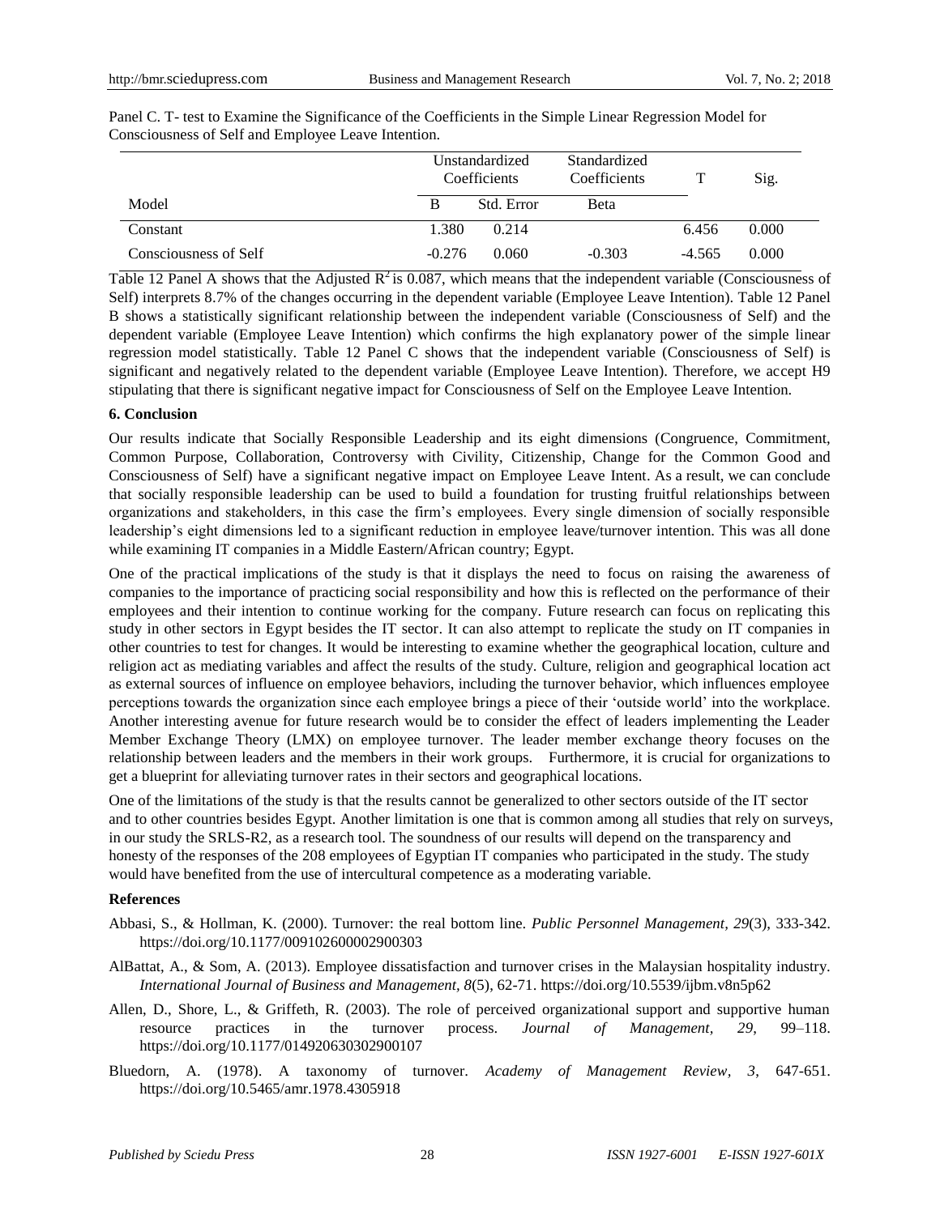Panel C. T- test to Examine the Significance of the Coefficients in the Simple Linear Regression Model for Consciousness of Self and Employee Leave Intention.

| Model | Unstandardized Coefficients | | Standardized Coefficients | T | Sig. |
|---|---|---|---|---|---|
| | B | Std. Error | Beta | | |
| Constant | 1.380 | 0.214 | | 6.456 | 0.000 |
| Consciousness of Self | -0.276 | 0.060 | -0.303 | -4.565 | 0.000 |

Table 12 Panel A shows that the Adjusted $R^2$ is 0.087, which means that the independent variable (Consciousness of Self) interprets 8.7% of the changes occurring in the dependent variable (Employee Leave Intention). Table 12 Panel B shows a statistically significant relationship between the independent variable (Consciousness of Self) and the dependent variable (Employee Leave Intention) which confirms the high explanatory power of the simple linear regression model statistically. Table 12 Panel C shows that the independent variable (Consciousness of Self) is significant and negatively related to the dependent variable (Employee Leave Intention). Therefore, we accept H9 stipulating that there is significant negative impact for Consciousness of Self on the Employee Leave Intention.

**6. Conclusion**

Our results indicate that Socially Responsible Leadership and its eight dimensions (Congruence, Commitment, Common Purpose, Collaboration, Controversy with Civility, Citizenship, Change for the Common Good and Consciousness of Self) have a significant negative impact on Employee Leave Intent. As a result, we can conclude that socially responsible leadership can be used to build a foundation for trusting fruitful relationships between organizations and stakeholders, in this case the firm's employees. Every single dimension of socially responsible leadership's eight dimensions led to a significant reduction in employee leave/turnover intention. This was all done while examining IT companies in a Middle Eastern/African country; Egypt.

One of the practical implications of the study is that it displays the need to focus on raising the awareness of companies to the importance of practicing social responsibility and how this is reflected on the performance of their employees and their intention to continue working for the company. Future research can focus on replicating this study in other sectors in Egypt besides the IT sector. It can also attempt to replicate the study on IT companies in other countries to test for changes. It would be interesting to examine whether the geographical location, culture and religion act as mediating variables and affect the results of the study. Culture, religion and geographical location act as external sources of influence on employee behaviors, including the turnover behavior, which influences employee perceptions towards the organization since each employee brings a piece of their 'outside world' into the workplace. Another interesting avenue for future research would be to consider the effect of leaders implementing the Leader Member Exchange Theory (LMX) on employee turnover. The leader member exchange theory focuses on the relationship between leaders and the members in their work groups. Furthermore, it is crucial for organizations to get a blueprint for alleviating turnover rates in their sectors and geographical locations.

One of the limitations of the study is that the results cannot be generalized to other sectors outside of the IT sector and to other countries besides Egypt. Another limitation is one that is common among all studies that rely on surveys, in our study the SRLS-R2, as a research tool. The soundness of our results will depend on the transparency and honesty of the responses of the 208 employees of Egyptian IT companies who participated in the study. The study would have benefited from the use of intercultural competence as a moderating variable.

**References**

Abbasi, S., & Hollman, K. (2000). Turnover: the real bottom line. *Public Personnel Management, 29*(3), 333-342. https://doi.org/10.1177/009102600002900303

AlBattat, A., & Som, A. (2013). Employee dissatisfaction and turnover crises in the Malaysian hospitality industry. *International Journal of Business and Management, 8*(5), 62-71. https://doi.org/10.5539/ijbm.v8n5p62

Allen, D., Shore, L., & Griffeth, R. (2003). The role of perceived organizational support and supportive human resource practices in the turnover process. *Journal of Management, 29*, 99–118. https://doi.org/10.1177/014920630302900107

Bluedorn, A. (1978). A taxonomy of turnover. *Academy of Management Review, 3*, 647-651. https://doi.org/10.5465/amr.1978.4305918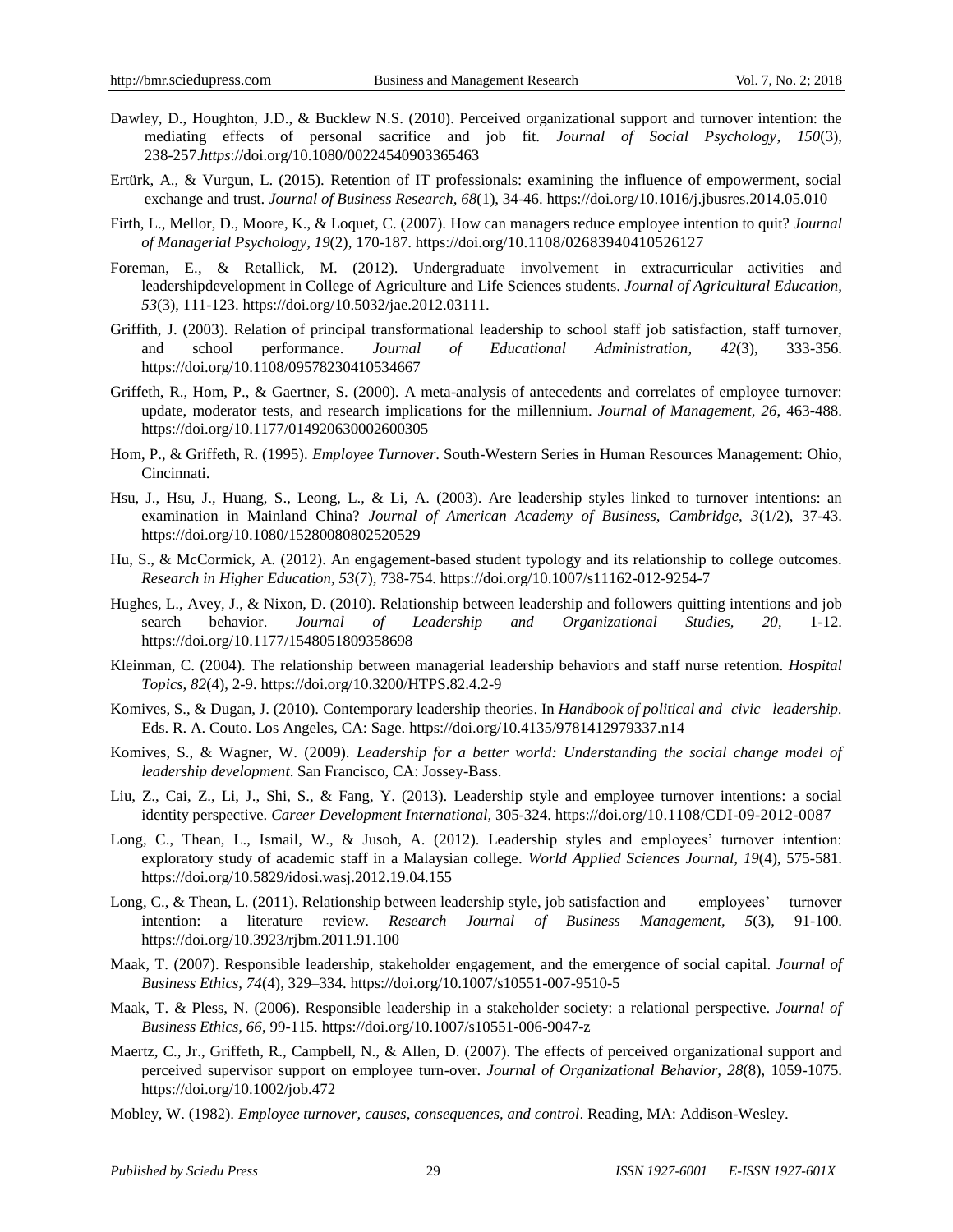Dawley, D., Houghton, J.D., & Bucklew N.S. (2010). Perceived organizational support and turnover intention: the mediating effects of personal sacrifice and job fit. *Journal of Social Psychology, 150*(3), 238-257.*https*://doi.org/10.1080/00224540903365463

Ertürk, A., & Vurgun, L. (2015). Retention of IT professionals: examining the influence of empowerment, social exchange and trust. *Journal of Business Research, 68*(1), 34-46. https://doi.org/10.1016/j.jbusres.2014.05.010

Firth, L., Mellor, D., Moore, K., & Loquet, C. (2007). How can managers reduce employee intention to quit? *Journal of Managerial Psychology, 19*(2), 170-187. https://doi.org/10.1108/02683940410526127

Foreman, E., & Retallick, M. (2012). Undergraduate involvement in extracurricular activities and leadershipdevelopment in College of Agriculture and Life Sciences students. *Journal of Agricultural Education, 53*(3), 111-123. https://doi.org/10.5032/jae.2012.03111.

Griffith, J. (2003). Relation of principal transformational leadership to school staff job satisfaction, staff turnover, and school performance. *Journal of Educational Administration, 42*(3), 333-356. https://doi.org/10.1108/09578230410534667

Griffeth, R., Hom, P., & Gaertner, S. (2000). A meta-analysis of antecedents and correlates of employee turnover: update, moderator tests, and research implications for the millennium. *Journal of Management, 26*, 463-488. https://doi.org/10.1177/014920630002600305

Hom, P., & Griffeth, R. (1995). *Employee Turnover*. South-Western Series in Human Resources Management: Ohio, Cincinnati.

Hsu, J., Hsu, J., Huang, S., Leong, L., & Li, A. (2003). Are leadership styles linked to turnover intentions: an examination in Mainland China? *Journal of American Academy of Business, Cambridge, 3*(1/2), 37-43. https://doi.org/10.1080/15280080802520529

Hu, S., & McCormick, A. (2012). An engagement-based student typology and its relationship to college outcomes. *Research in Higher Education, 53*(7), 738-754. https://doi.org/10.1007/s11162-012-9254-7

Hughes, L., Avey, J., & Nixon, D. (2010). Relationship between leadership and followers quitting intentions and job search behavior. *Journal of Leadership and Organizational Studies, 20*, 1-12. https://doi.org/10.1177/1548051809358698

Kleinman, C. (2004). The relationship between managerial leadership behaviors and staff nurse retention. *Hospital Topics, 82*(4), 2-9. https://doi.org/10.3200/HTPS.82.4.2-9

Komives, S., & Dugan, J. (2010). Contemporary leadership theories. In *Handbook of political and civic leadership*. Eds. R. A. Couto. Los Angeles, CA: Sage. https://doi.org/10.4135/9781412979337.n14

Komives, S., & Wagner, W. (2009). *Leadership for a better world: Understanding the social change model of leadership development*. San Francisco, CA: Jossey-Bass.

Liu, Z., Cai, Z., Li, J., Shi, S., & Fang, Y. (2013). Leadership style and employee turnover intentions: a social identity perspective. *Career Development International,* 305-324. https://doi.org/10.1108/CDI-09-2012-0087

Long, C., Thean, L., Ismail, W., & Jusoh, A. (2012). Leadership styles and employees' turnover intention: exploratory study of academic staff in a Malaysian college. *World Applied Sciences Journal, 19*(4), 575-581. https://doi.org/10.5829/idosi.wasj.2012.19.04.155

Long, C., & Thean, L. (2011). Relationship between leadership style, job satisfaction and employees' turnover intention: a literature review. *Research Journal of Business Management, 5*(3), 91-100. https://doi.org/10.3923/rjbm.2011.91.100

Maak, T. (2007). Responsible leadership, stakeholder engagement, and the emergence of social capital. *Journal of Business Ethics*, *74*(4), 329–334. https://doi.org/10.1007/s10551-007-9510-5

Maak, T. & Pless, N. (2006). Responsible leadership in a stakeholder society: a relational perspective. *Journal of Business Ethics, 66*, 99-115. https://doi.org/10.1007/s10551-006-9047-z

Maertz, C., Jr., Griffeth, R., Campbell, N., & Allen, D. (2007). The effects of perceived organizational support and perceived supervisor support on employee turn-over. *Journal of Organizational Behavior, 28*(8), 1059-1075. https://doi.org/10.1002/job.472

Mobley, W. (1982). *Employee turnover, causes, consequences, and control*. Reading, MA: Addison-Wesley.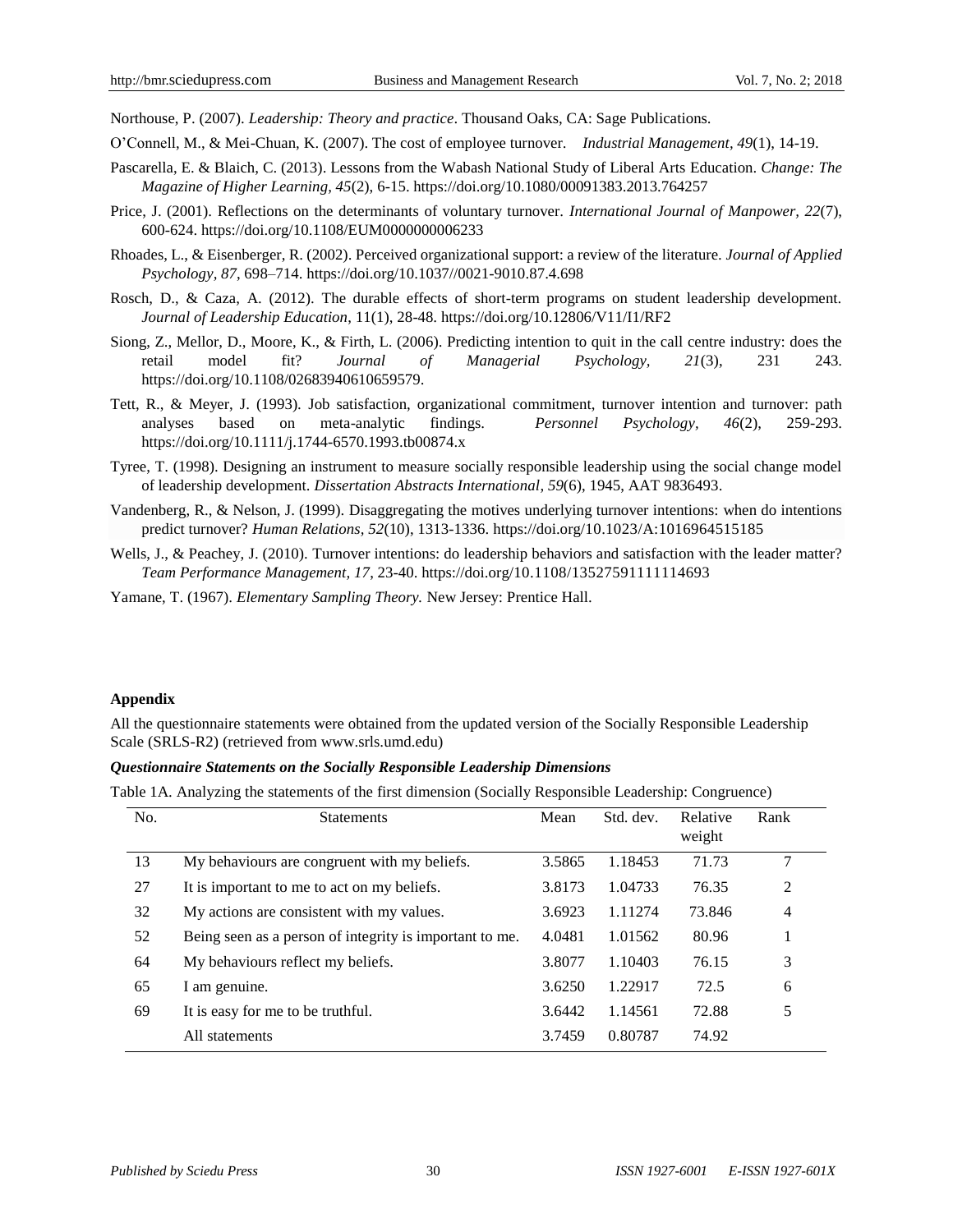Northouse, P. (2007). *Leadership: Theory and practice*. Thousand Oaks, CA: Sage Publications.

O'Connell, M., & Mei-Chuan, K. (2007). The cost of employee turnover. *Industrial Management, 49*(1), 14-19.

Pascarella, E. & Blaich, C. (2013). Lessons from the Wabash National Study of Liberal Arts Education. *Change: The Magazine of Higher Learning, 45*(2), 6-15. https://doi.org/10.1080/00091383.2013.764257

Price, J. (2001). Reflections on the determinants of voluntary turnover. *International Journal of Manpower, 22*(7), 600-624. https://doi.org/10.1108/EUM0000000006233

Rhoades, L., & Eisenberger, R. (2002). Perceived organizational support: a review of the literature. *Journal of Applied Psychology, 87*, 698–714. https://doi.org/10.1037//0021-9010.87.4.698

Rosch, D., & Caza, A. (2012). The durable effects of short-term programs on student leadership development. *Journal of Leadership Education*, 11(1), 28-48. https://doi.org/10.12806/V11/I1/RF2

Siong, Z., Mellor, D., Moore, K., & Firth, L. (2006). Predicting intention to quit in the call centre industry: does the retail model fit? *Journal of Managerial Psychology, 21*(3), 231 243. https://doi.org/10.1108/02683940610659579.

Tett, R., & Meyer, J. (1993). Job satisfaction, organizational commitment, turnover intention and turnover: path analyses based on meta-analytic findings. *Personnel Psychology, 46*(2), 259-293. https://doi.org/10.1111/j.1744-6570.1993.tb00874.x

Tyree, T. (1998). Designing an instrument to measure socially responsible leadership using the social change model of leadership development. *Dissertation Abstracts International, 59*(6), 1945, AAT 9836493.

Vandenberg, R., & Nelson, J. (1999). Disaggregating the motives underlying turnover intentions: when do intentions predict turnover? *Human Relations, 52*(10), 1313-1336. https://doi.org/10.1023/A:1016964515185

Wells, J., & Peachey, J. (2010). Turnover intentions: do leadership behaviors and satisfaction with the leader matter? *Team Performance Management, 17*, 23-40. https://doi.org/10.1108/13527591111114693

Yamane, T. (1967). *Elementary Sampling Theory.* New Jersey: Prentice Hall.

**Appendix**

All the questionnaire statements were obtained from the updated version of the Socially Responsible Leadership Scale (SRLS-R2) (retrieved from www.srls.umd.edu)

***Questionnaire Statements on the Socially Responsible Leadership Dimensions***

Table 1A. Analyzing the statements of the first dimension (Socially Responsible Leadership: Congruence)

| No. | Statements | Mean | Std. dev. | Relative weight | Rank |
|---|---|---|---|---|---|
| 13 | My behaviours are congruent with my beliefs. | 3.5865 | 1.18453 | 71.73 | 7 |
| 27 | It is important to me to act on my beliefs. | 3.8173 | 1.04733 | 76.35 | 2 |
| 32 | My actions are consistent with my values. | 3.6923 | 1.11274 | 73.846 | 4 |
| 52 | Being seen as a person of integrity is important to me. | 4.0481 | 1.01562 | 80.96 | 1 |
| 64 | My behaviours reflect my beliefs. | 3.8077 | 1.10403 | 76.15 | 3 |
| 65 | I am genuine. | 3.6250 | 1.22917 | 72.5 | 6 |
| 69 | It is easy for me to be truthful. | 3.6442 | 1.14561 | 72.88 | 5 |
| | All statements | 3.7459 | 0.80787 | 74.92 | |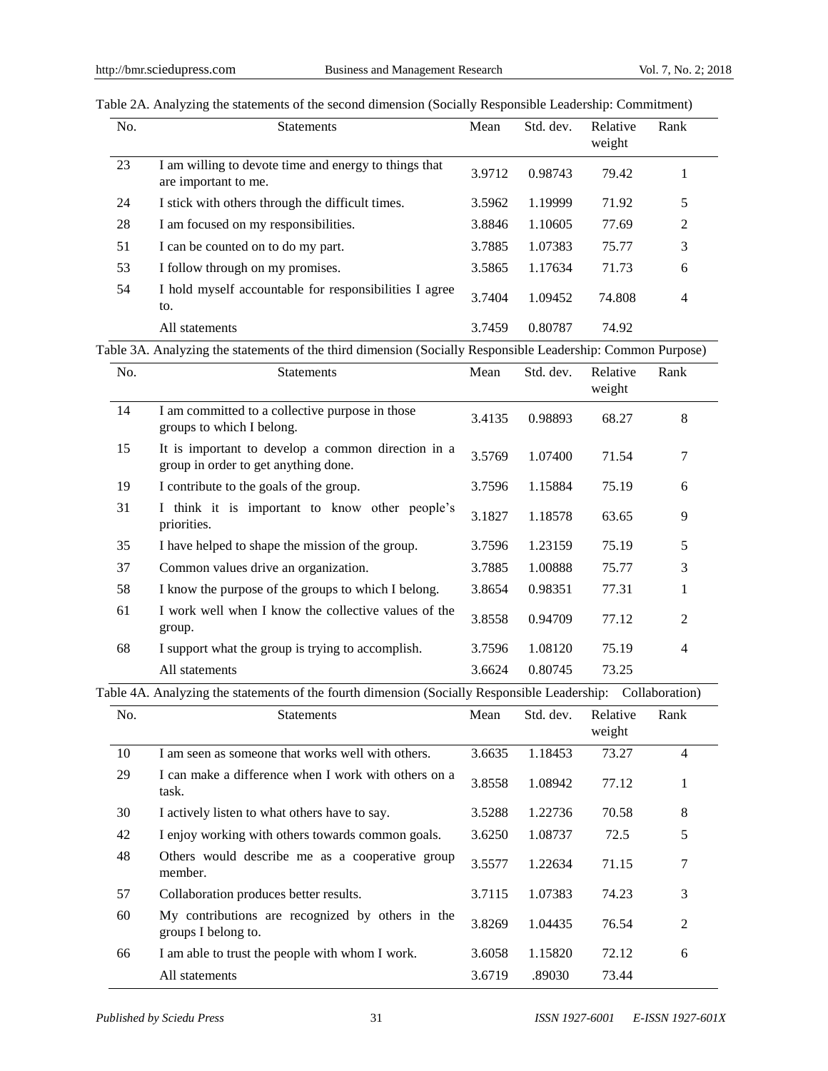Table 2A. Analyzing the statements of the second dimension (Socially Responsible Leadership: Commitment)

| No. | Statements | Mean | Std. dev. | Relative weight | Rank |
|---|---|---|---|---|---|
| 23 | I am willing to devote time and energy to things that are important to me. | 3.9712 | 0.98743 | 79.42 | 1 |
| 24 | I stick with others through the difficult times. | 3.5962 | 1.19999 | 71.92 | 5 |
| 28 | I am focused on my responsibilities. | 3.8846 | 1.10605 | 77.69 | 2 |
| 51 | I can be counted on to do my part. | 3.7885 | 1.07383 | 75.77 | 3 |
| 53 | I follow through on my promises. | 3.5865 | 1.17634 | 71.73 | 6 |
| 54 | I hold myself accountable for responsibilities I agree to. | 3.7404 | 1.09452 | 74.808 | 4 |
| | All statements | 3.7459 | 0.80787 | 74.92 | |

Table 3A. Analyzing the statements of the third dimension (Socially Responsible Leadership: Common Purpose)

| No. | Statements | Mean | Std. dev. | Relative weight | Rank |
|---|---|---|---|---|---|
| 14 | I am committed to a collective purpose in those groups to which I belong. | 3.4135 | 0.98893 | 68.27 | 8 |
| 15 | It is important to develop a common direction in a group in order to get anything done. | 3.5769 | 1.07400 | 71.54 | 7 |
| 19 | I contribute to the goals of the group. | 3.7596 | 1.15884 | 75.19 | 6 |
| 31 | I think it is important to know other people's priorities. | 3.1827 | 1.18578 | 63.65 | 9 |
| 35 | I have helped to shape the mission of the group. | 3.7596 | 1.23159 | 75.19 | 5 |
| 37 | Common values drive an organization. | 3.7885 | 1.00888 | 75.77 | 3 |
| 58 | I know the purpose of the groups to which I belong. | 3.8654 | 0.98351 | 77.31 | 1 |
| 61 | I work well when I know the collective values of the group. | 3.8558 | 0.94709 | 77.12 | 2 |
| 68 | I support what the group is trying to accomplish. | 3.7596 | 1.08120 | 75.19 | 4 |
| | All statements | 3.6624 | 0.80745 | 73.25 | |

Table 4A. Analyzing the statements of the fourth dimension (Socially Responsible Leadership: Collaboration)

| No. | Statements | Mean | Std. dev. | Relative weight | Rank |
|---|---|---|---|---|---|
| 10 | I am seen as someone that works well with others. | 3.6635 | 1.18453 | 73.27 | 4 |
| 29 | I can make a difference when I work with others on a task. | 3.8558 | 1.08942 | 77.12 | 1 |
| 30 | I actively listen to what others have to say. | 3.5288 | 1.22736 | 70.58 | 8 |
| 42 | I enjoy working with others towards common goals. | 3.6250 | 1.08737 | 72.5 | 5 |
| 48 | Others would describe me as a cooperative group member. | 3.5577 | 1.22634 | 71.15 | 7 |
| 57 | Collaboration produces better results. | 3.7115 | 1.07383 | 74.23 | 3 |
| 60 | My contributions are recognized by others in the groups I belong to. | 3.8269 | 1.04435 | 76.54 | 2 |
| 66 | I am able to trust the people with whom I work. | 3.6058 | 1.15820 | 72.12 | 6 |
| | All statements | 3.6719 | .89030 | 73.44 | |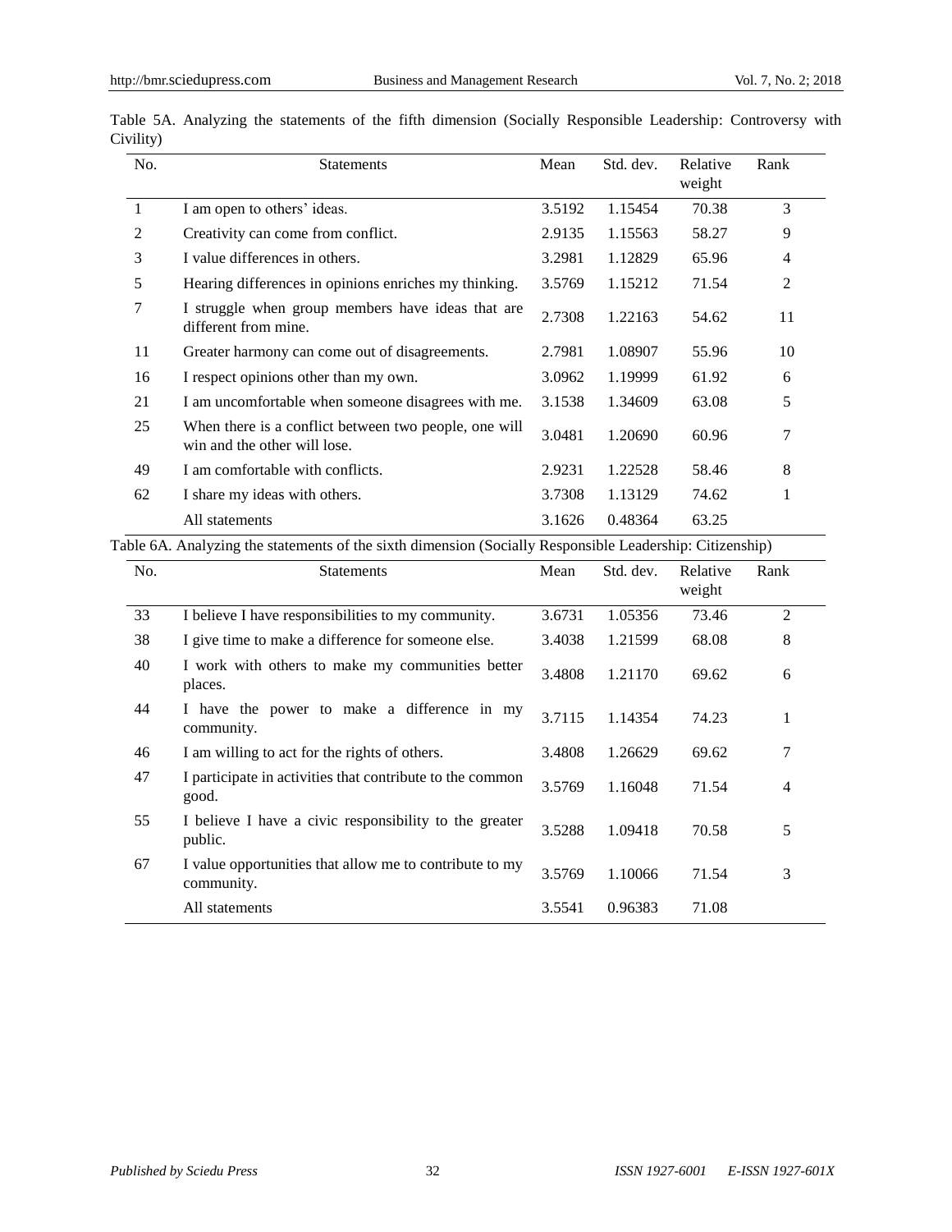Table 5A. Analyzing the statements of the fifth dimension (Socially Responsible Leadership: Controversy with Civility)

| No. | Statements | Mean | Std. dev. | Relative weight | Rank |
|---|---|---|---|---|---|
| 1 | I am open to others' ideas. | 3.5192 | 1.15454 | 70.38 | 3 |
| 2 | Creativity can come from conflict. | 2.9135 | 1.15563 | 58.27 | 9 |
| 3 | I value differences in others. | 3.2981 | 1.12829 | 65.96 | 4 |
| 5 | Hearing differences in opinions enriches my thinking. | 3.5769 | 1.15212 | 71.54 | 2 |
| 7 | I struggle when group members have ideas that are different from mine. | 2.7308 | 1.22163 | 54.62 | 11 |
| 11 | Greater harmony can come out of disagreements. | 2.7981 | 1.08907 | 55.96 | 10 |
| 16 | I respect opinions other than my own. | 3.0962 | 1.19999 | 61.92 | 6 |
| 21 | I am uncomfortable when someone disagrees with me. | 3.1538 | 1.34609 | 63.08 | 5 |
| 25 | When there is a conflict between two people, one will win and the other will lose. | 3.0481 | 1.20690 | 60.96 | 7 |
| 49 | I am comfortable with conflicts. | 2.9231 | 1.22528 | 58.46 | 8 |
| 62 | I share my ideas with others. | 3.7308 | 1.13129 | 74.62 | 1 |
| | All statements | 3.1626 | 0.48364 | 63.25 | |

Table 6A. Analyzing the statements of the sixth dimension (Socially Responsible Leadership: Citizenship)

| No. | Statements | Mean | Std. dev. | Relative weight | Rank |
|---|---|---|---|---|---|
| 33 | I believe I have responsibilities to my community. | 3.6731 | 1.05356 | 73.46 | 2 |
| 38 | I give time to make a difference for someone else. | 3.4038 | 1.21599 | 68.08 | 8 |
| 40 | I work with others to make my communities better places. | 3.4808 | 1.21170 | 69.62 | 6 |
| 44 | I have the power to make a difference in my community. | 3.7115 | 1.14354 | 74.23 | 1 |
| 46 | I am willing to act for the rights of others. | 3.4808 | 1.26629 | 69.62 | 7 |
| 47 | I participate in activities that contribute to the common good. | 3.5769 | 1.16048 | 71.54 | 4 |
| 55 | I believe I have a civic responsibility to the greater public. | 3.5288 | 1.09418 | 70.58 | 5 |
| 67 | I value opportunities that allow me to contribute to my community. | 3.5769 | 1.10066 | 71.54 | 3 |
| | All statements | 3.5541 | 0.96383 | 71.08 | |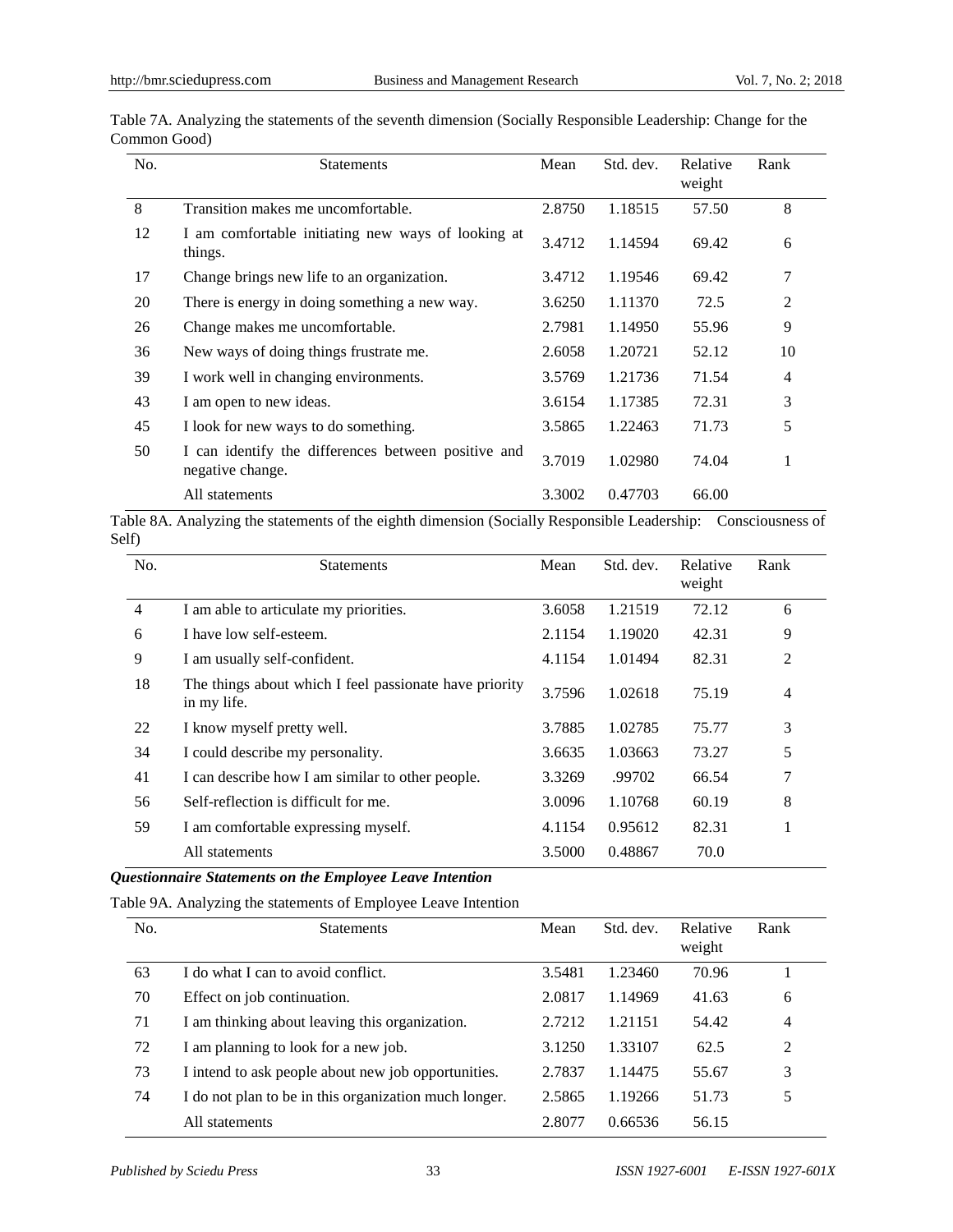Table 7A. Analyzing the statements of the seventh dimension (Socially Responsible Leadership: Change for the Common Good)

| No. | Statements | Mean | Std. dev. | Relative weight | Rank |
|---|---|---|---|---|---|
| 8 | Transition makes me uncomfortable. | 2.8750 | 1.18515 | 57.50 | 8 |
| 12 | I am comfortable initiating new ways of looking at things. | 3.4712 | 1.14594 | 69.42 | 6 |
| 17 | Change brings new life to an organization. | 3.4712 | 1.19546 | 69.42 | 7 |
| 20 | There is energy in doing something a new way. | 3.6250 | 1.11370 | 72.5 | 2 |
| 26 | Change makes me uncomfortable. | 2.7981 | 1.14950 | 55.96 | 9 |
| 36 | New ways of doing things frustrate me. | 2.6058 | 1.20721 | 52.12 | 10 |
| 39 | I work well in changing environments. | 3.5769 | 1.21736 | 71.54 | 4 |
| 43 | I am open to new ideas. | 3.6154 | 1.17385 | 72.31 | 3 |
| 45 | I look for new ways to do something. | 3.5865 | 1.22463 | 71.73 | 5 |
| 50 | I can identify the differences between positive and negative change. | 3.7019 | 1.02980 | 74.04 | 1 |
| | All statements | 3.3002 | 0.47703 | 66.00 | |

Table 8A. Analyzing the statements of the eighth dimension (Socially Responsible Leadership: Consciousness of Self)

| No. | Statements | Mean | Std. dev. | Relative weight | Rank |
|---|---|---|---|---|---|
| 4 | I am able to articulate my priorities. | 3.6058 | 1.21519 | 72.12 | 6 |
| 6 | I have low self-esteem. | 2.1154 | 1.19020 | 42.31 | 9 |
| 9 | I am usually self-confident. | 4.1154 | 1.01494 | 82.31 | 2 |
| 18 | The things about which I feel passionate have priority in my life. | 3.7596 | 1.02618 | 75.19 | 4 |
| 22 | I know myself pretty well. | 3.7885 | 1.02785 | 75.77 | 3 |
| 34 | I could describe my personality. | 3.6635 | 1.03663 | 73.27 | 5 |
| 41 | I can describe how I am similar to other people. | 3.3269 | .99702 | 66.54 | 7 |
| 56 | Self-reflection is difficult for me. | 3.0096 | 1.10768 | 60.19 | 8 |
| 59 | I am comfortable expressing myself. | 4.1154 | 0.95612 | 82.31 | 1 |
| | All statements | 3.5000 | 0.48867 | 70.0 | |

***Questionnaire Statements on the Employee Leave Intention***

Table 9A. Analyzing the statements of Employee Leave Intention

| No. | Statements | Mean | Std. dev. | Relative weight | Rank |
|---|---|---|---|---|---|
| 63 | I do what I can to avoid conflict. | 3.5481 | 1.23460 | 70.96 | 1 |
| 70 | Effect on job continuation. | 2.0817 | 1.14969 | 41.63 | 6 |
| 71 | I am thinking about leaving this organization. | 2.7212 | 1.21151 | 54.42 | 4 |
| 72 | I am planning to look for a new job. | 3.1250 | 1.33107 | 62.5 | 2 |
| 73 | I intend to ask people about new job opportunities. | 2.7837 | 1.14475 | 55.67 | 3 |
| 74 | I do not plan to be in this organization much longer. | 2.5865 | 1.19266 | 51.73 | 5 |
| | All statements | 2.8077 | 0.66536 | 56.15 | |